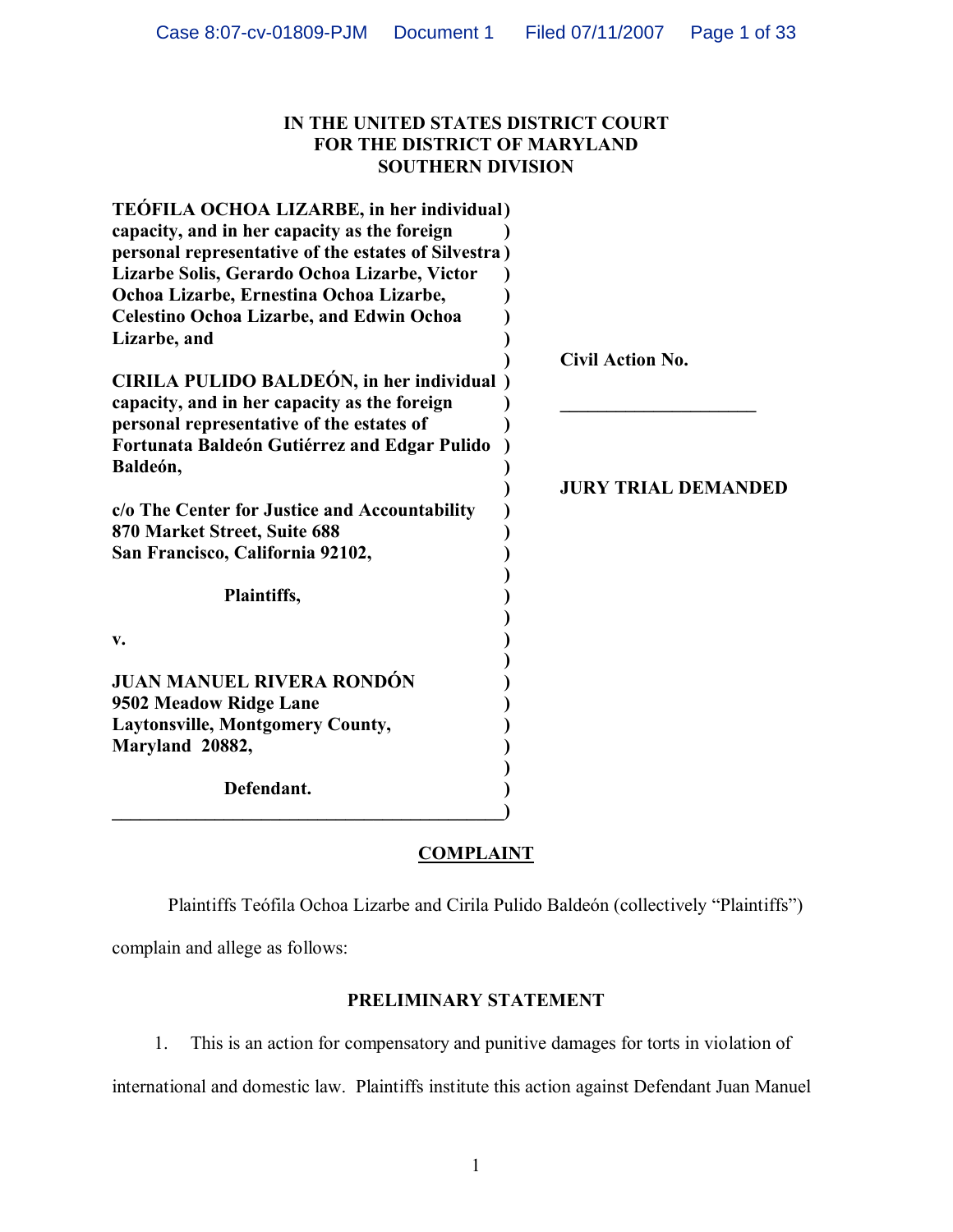**IN THE UNITED STATES DISTRICT COURT**
**FOR THE DISTRICT OF MARYLAND**
**SOUTHERN DIVISION**

**TEÓFILA OCHOA LIZARBE, in her individual capacity, and in her capacity as the foreign personal representative of the estates of Silvestra Lizarbe Solis, Gerardo Ochoa Lizarbe, Victor Ochoa Lizarbe, Ernestina Ochoa Lizarbe, Celestino Ochoa Lizarbe, and Edwin Ochoa Lizarbe, and**

**CIRILA PULIDO BALDEÓN, in her individual capacity, and in her capacity as the foreign personal representative of the estates of Fortunata Baldeón Gutiérrez and Edgar Pulido Baldeón,**

**c/o The Center for Justice and Accountability**
**870 Market Street, Suite 688**
**San Francisco, California 92102,**

**Plaintiffs,**

**v.**

**JUAN MANUEL RIVERA RONDÓN**
**9502 Meadow Ridge Lane**
**Laytonsville, Montgomery County,**
**Maryland 20882,**

**Defendant.**

**Civil Action No.**

**____________________**

**JURY TRIAL DEMANDED**

## COMPLAINT

Plaintiffs Teófila Ochoa Lizarbe and Cirila Pulido Baldeón (collectively "Plaintiffs") complain and allege as follows:

### PRELIMINARY STATEMENT

1. This is an action for compensatory and punitive damages for torts in violation of international and domestic law. Plaintiffs institute this action against Defendant Juan Manuel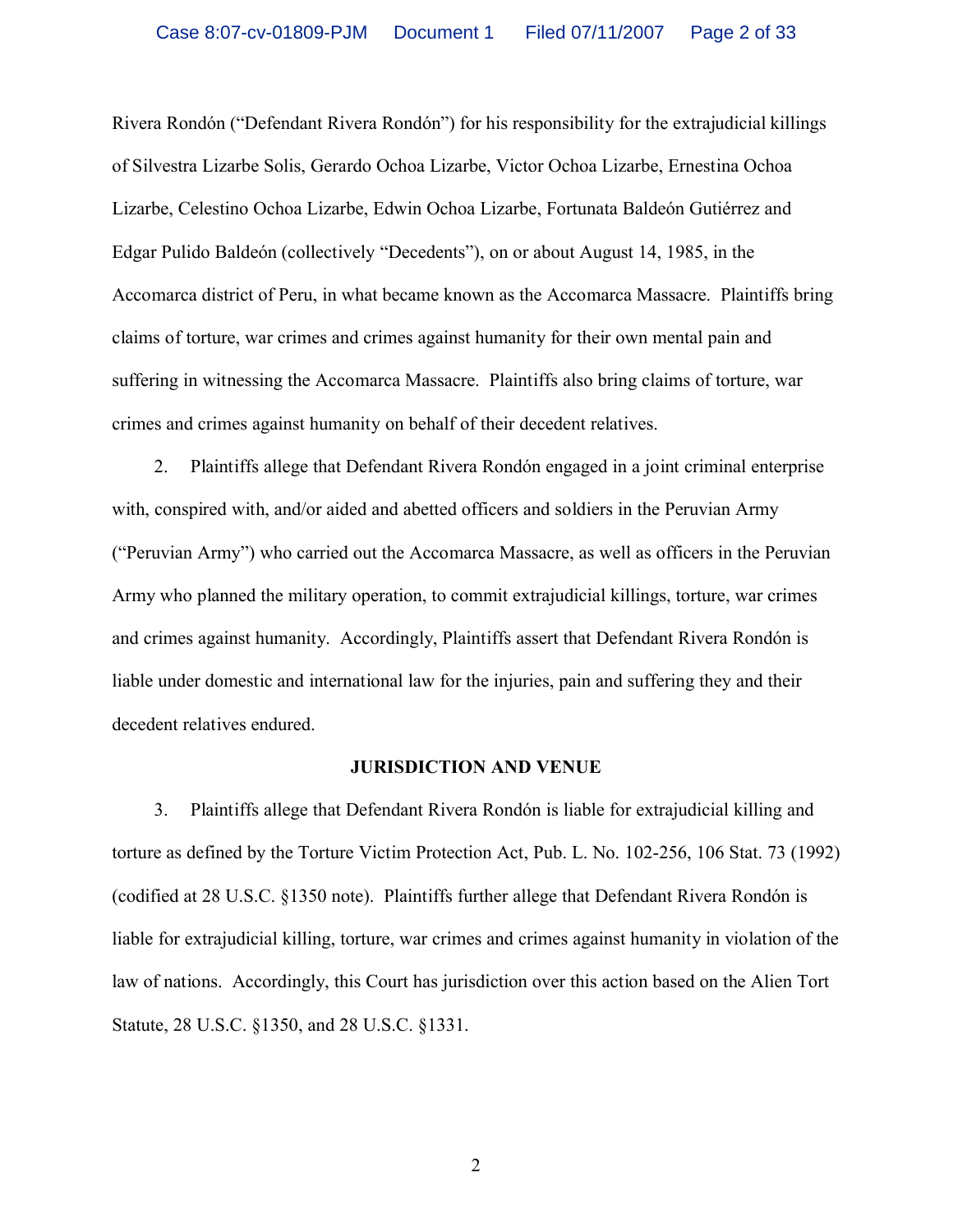Rivera Rondón ("Defendant Rivera Rondón") for his responsibility for the extrajudicial killings of Silvestra Lizarbe Solis, Gerardo Ochoa Lizarbe, Victor Ochoa Lizarbe, Ernestina Ochoa Lizarbe, Celestino Ochoa Lizarbe, Edwin Ochoa Lizarbe, Fortunata Baldeón Gutiérrez and Edgar Pulido Baldeón (collectively "Decedents"), on or about August 14, 1985, in the Accomarca district of Peru, in what became known as the Accomarca Massacre. Plaintiffs bring claims of torture, war crimes and crimes against humanity for their own mental pain and suffering in witnessing the Accomarca Massacre. Plaintiffs also bring claims of torture, war crimes and crimes against humanity on behalf of their decedent relatives.

2. Plaintiffs allege that Defendant Rivera Rondón engaged in a joint criminal enterprise with, conspired with, and/or aided and abetted officers and soldiers in the Peruvian Army ("Peruvian Army") who carried out the Accomarca Massacre, as well as officers in the Peruvian Army who planned the military operation, to commit extrajudicial killings, torture, war crimes and crimes against humanity. Accordingly, Plaintiffs assert that Defendant Rivera Rondón is liable under domestic and international law for the injuries, pain and suffering they and their decedent relatives endured.

**JURISDICTION AND VENUE**

3. Plaintiffs allege that Defendant Rivera Rondón is liable for extrajudicial killing and torture as defined by the Torture Victim Protection Act, Pub. L. No. 102-256, 106 Stat. 73 (1992) (codified at 28 U.S.C. §1350 note). Plaintiffs further allege that Defendant Rivera Rondón is liable for extrajudicial killing, torture, war crimes and crimes against humanity in violation of the law of nations. Accordingly, this Court has jurisdiction over this action based on the Alien Tort Statute, 28 U.S.C. §1350, and 28 U.S.C. §1331.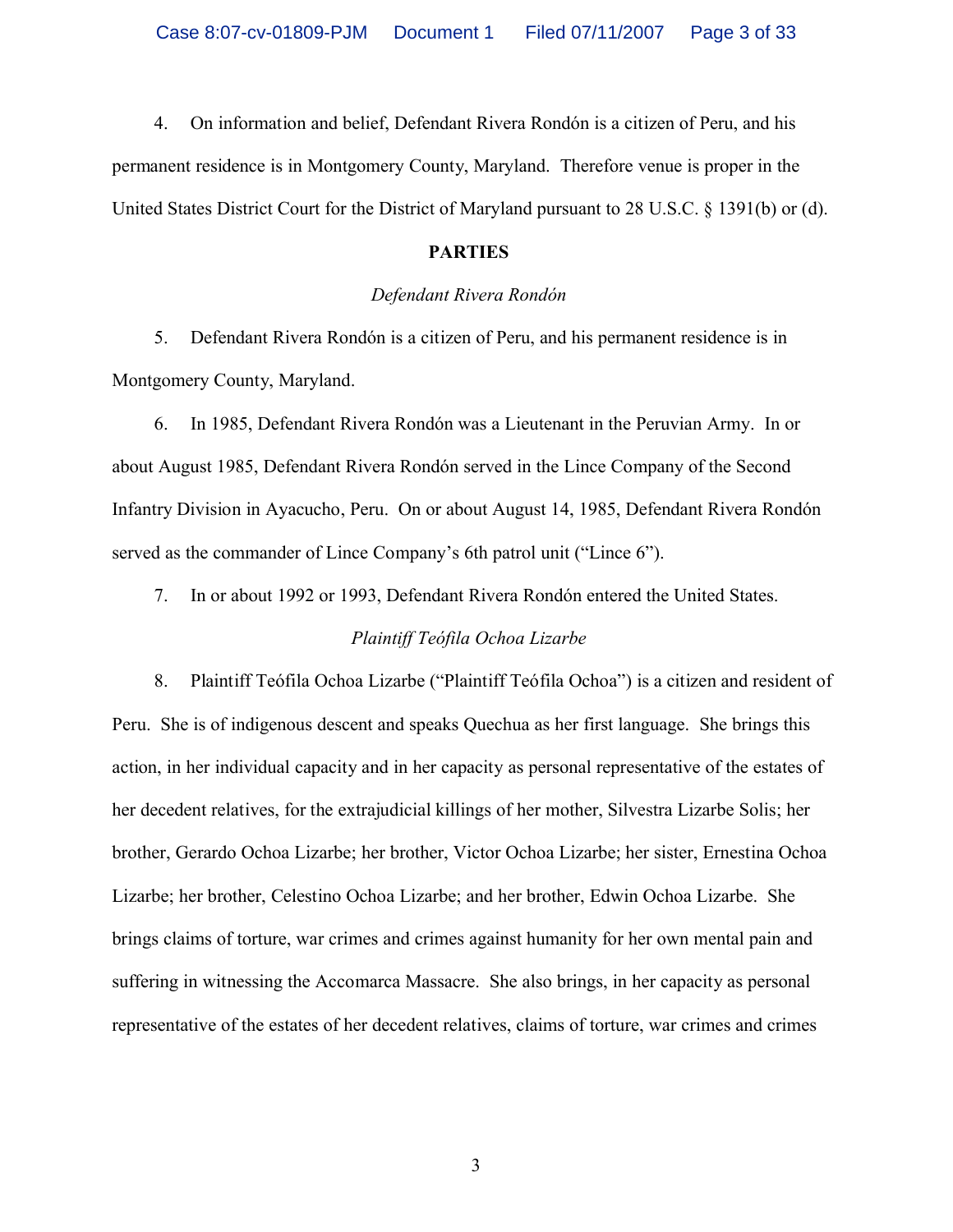4. On information and belief, Defendant Rivera Rondón is a citizen of Peru, and his permanent residence is in Montgomery County, Maryland. Therefore venue is proper in the United States District Court for the District of Maryland pursuant to 28 U.S.C. § 1391(b) or (d).

**PARTIES**

*Defendant Rivera Rondón*

5. Defendant Rivera Rondón is a citizen of Peru, and his permanent residence is in Montgomery County, Maryland.

6. In 1985, Defendant Rivera Rondón was a Lieutenant in the Peruvian Army. In or about August 1985, Defendant Rivera Rondón served in the Lince Company of the Second Infantry Division in Ayacucho, Peru. On or about August 14, 1985, Defendant Rivera Rondón served as the commander of Lince Company's 6th patrol unit ("Lince 6").

7. In or about 1992 or 1993, Defendant Rivera Rondón entered the United States.

*Plaintiff Teófila Ochoa Lizarbe*

8. Plaintiff Teófila Ochoa Lizarbe ("Plaintiff Teófila Ochoa") is a citizen and resident of Peru. She is of indigenous descent and speaks Quechua as her first language. She brings this action, in her individual capacity and in her capacity as personal representative of the estates of her decedent relatives, for the extrajudicial killings of her mother, Silvestra Lizarbe Solis; her brother, Gerardo Ochoa Lizarbe; her brother, Victor Ochoa Lizarbe; her sister, Ernestina Ochoa Lizarbe; her brother, Celestino Ochoa Lizarbe; and her brother, Edwin Ochoa Lizarbe. She brings claims of torture, war crimes and crimes against humanity for her own mental pain and suffering in witnessing the Accomarca Massacre. She also brings, in her capacity as personal representative of the estates of her decedent relatives, claims of torture, war crimes and crimes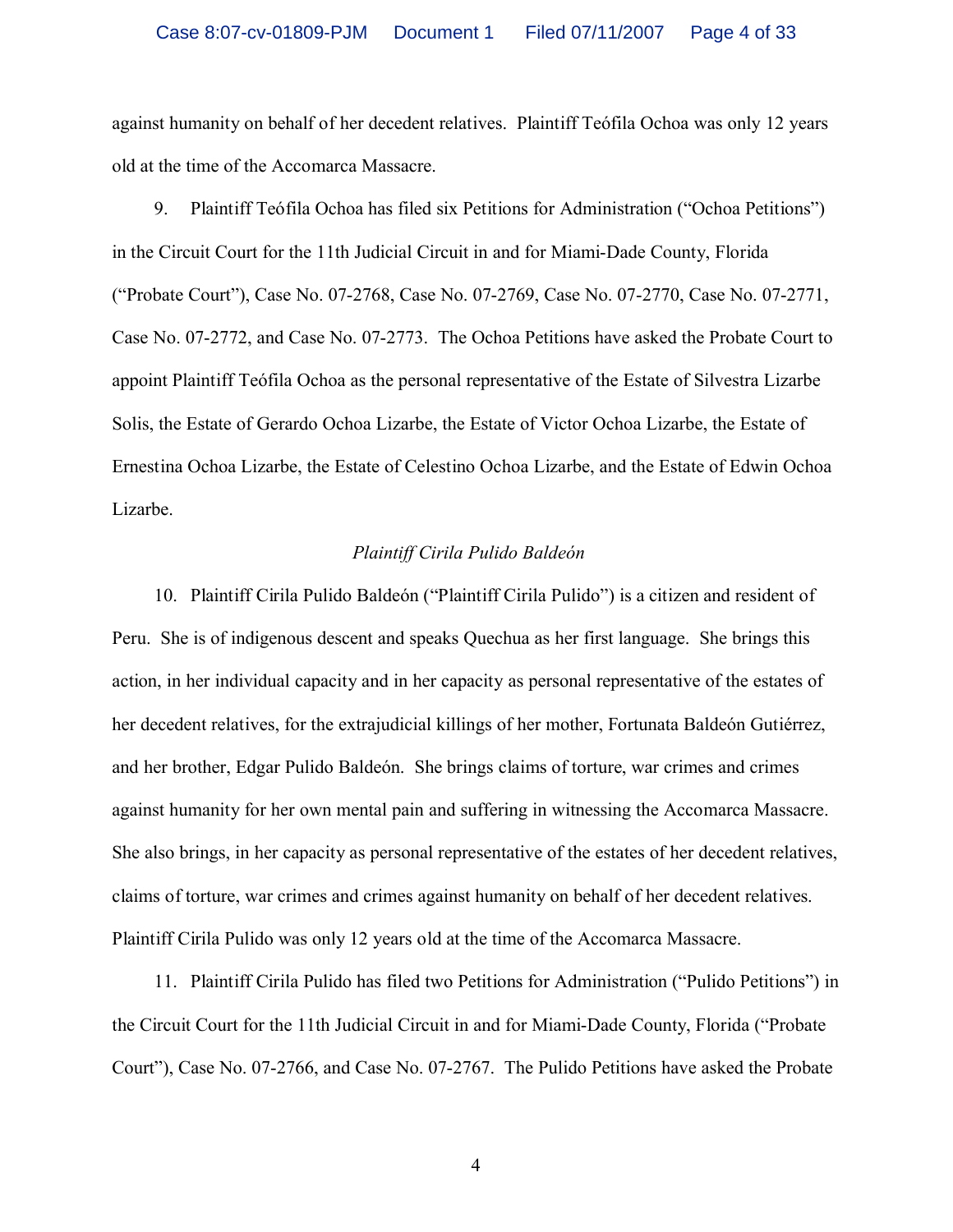against humanity on behalf of her decedent relatives. Plaintiff Teófila Ochoa was only 12 years old at the time of the Accomarca Massacre.

9. Plaintiff Teófila Ochoa has filed six Petitions for Administration ("Ochoa Petitions") in the Circuit Court for the 11th Judicial Circuit in and for Miami-Dade County, Florida ("Probate Court"), Case No. 07-2768, Case No. 07-2769, Case No. 07-2770, Case No. 07-2771, Case No. 07-2772, and Case No. 07-2773. The Ochoa Petitions have asked the Probate Court to appoint Plaintiff Teófila Ochoa as the personal representative of the Estate of Silvestra Lizarbe Solis, the Estate of Gerardo Ochoa Lizarbe, the Estate of Victor Ochoa Lizarbe, the Estate of Ernestina Ochoa Lizarbe, the Estate of Celestino Ochoa Lizarbe, and the Estate of Edwin Ochoa Lizarbe.

*Plaintiff Cirila Pulido Baldeón*

10. Plaintiff Cirila Pulido Baldeón ("Plaintiff Cirila Pulido") is a citizen and resident of Peru. She is of indigenous descent and speaks Quechua as her first language. She brings this action, in her individual capacity and in her capacity as personal representative of the estates of her decedent relatives, for the extrajudicial killings of her mother, Fortunata Baldeón Gutiérrez, and her brother, Edgar Pulido Baldeón. She brings claims of torture, war crimes and crimes against humanity for her own mental pain and suffering in witnessing the Accomarca Massacre. She also brings, in her capacity as personal representative of the estates of her decedent relatives, claims of torture, war crimes and crimes against humanity on behalf of her decedent relatives. Plaintiff Cirila Pulido was only 12 years old at the time of the Accomarca Massacre.

11. Plaintiff Cirila Pulido has filed two Petitions for Administration ("Pulido Petitions") in the Circuit Court for the 11th Judicial Circuit in and for Miami-Dade County, Florida ("Probate Court"), Case No. 07-2766, and Case No. 07-2767. The Pulido Petitions have asked the Probate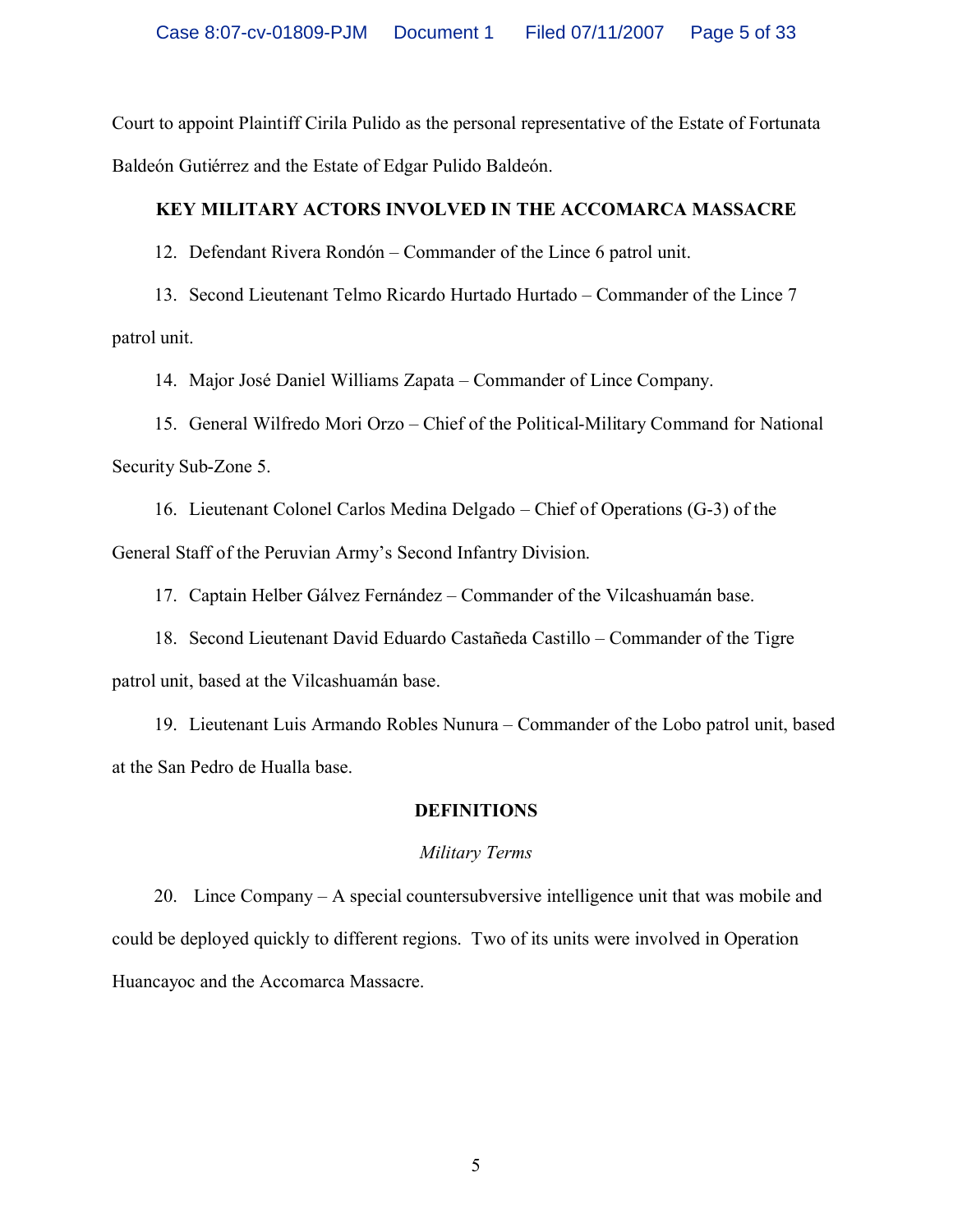Court to appoint Plaintiff Cirila Pulido as the personal representative of the Estate of Fortunata Baldeón Gutiérrez and the Estate of Edgar Pulido Baldeón.

## KEY MILITARY ACTORS INVOLVED IN THE ACCOMARCA MASSACRE

12. Defendant Rivera Rondón – Commander of the Lince 6 patrol unit.

13. Second Lieutenant Telmo Ricardo Hurtado Hurtado – Commander of the Lince 7 patrol unit.

14. Major José Daniel Williams Zapata – Commander of Lince Company.

15. General Wilfredo Mori Orzo – Chief of the Political-Military Command for National Security Sub-Zone 5.

16. Lieutenant Colonel Carlos Medina Delgado – Chief of Operations (G-3) of the General Staff of the Peruvian Army's Second Infantry Division.

17. Captain Helber Gálvez Fernández – Commander of the Vilcashuamán base.

18. Second Lieutenant David Eduardo Castañeda Castillo – Commander of the Tigre patrol unit, based at the Vilcashuamán base.

19. Lieutenant Luis Armando Robles Nunura – Commander of the Lobo patrol unit, based at the San Pedro de Hualla base.

## DEFINITIONS

### *Military Terms*

20. Lince Company – A special countersubversive intelligence unit that was mobile and could be deployed quickly to different regions. Two of its units were involved in Operation Huancayoc and the Accomarca Massacre.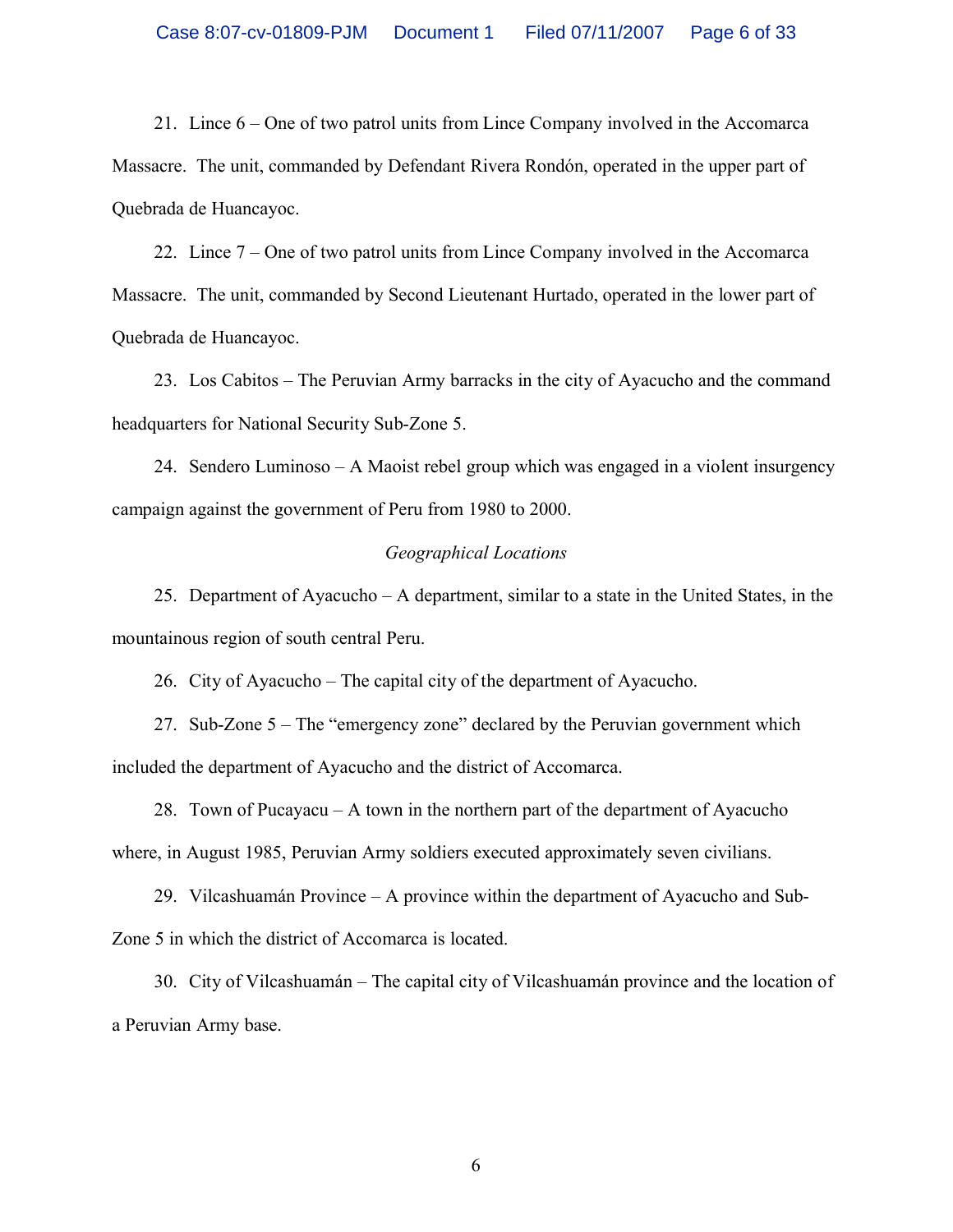21. Lince 6 – One of two patrol units from Lince Company involved in the Accomarca Massacre. The unit, commanded by Defendant Rivera Rondón, operated in the upper part of Quebrada de Huancayoc.

22. Lince 7 – One of two patrol units from Lince Company involved in the Accomarca Massacre. The unit, commanded by Second Lieutenant Hurtado, operated in the lower part of Quebrada de Huancayoc.

23. Los Cabitos – The Peruvian Army barracks in the city of Ayacucho and the command headquarters for National Security Sub-Zone 5.

24. Sendero Luminoso – A Maoist rebel group which was engaged in a violent insurgency campaign against the government of Peru from 1980 to 2000.

*Geographical Locations*

25. Department of Ayacucho – A department, similar to a state in the United States, in the mountainous region of south central Peru.

26. City of Ayacucho – The capital city of the department of Ayacucho.

27. Sub-Zone 5 – The "emergency zone" declared by the Peruvian government which included the department of Ayacucho and the district of Accomarca.

28. Town of Pucayacu – A town in the northern part of the department of Ayacucho where, in August 1985, Peruvian Army soldiers executed approximately seven civilians.

29. Vilcashuamán Province – A province within the department of Ayacucho and Sub-Zone 5 in which the district of Accomarca is located.

30. City of Vilcashuamán – The capital city of Vilcashuamán province and the location of a Peruvian Army base.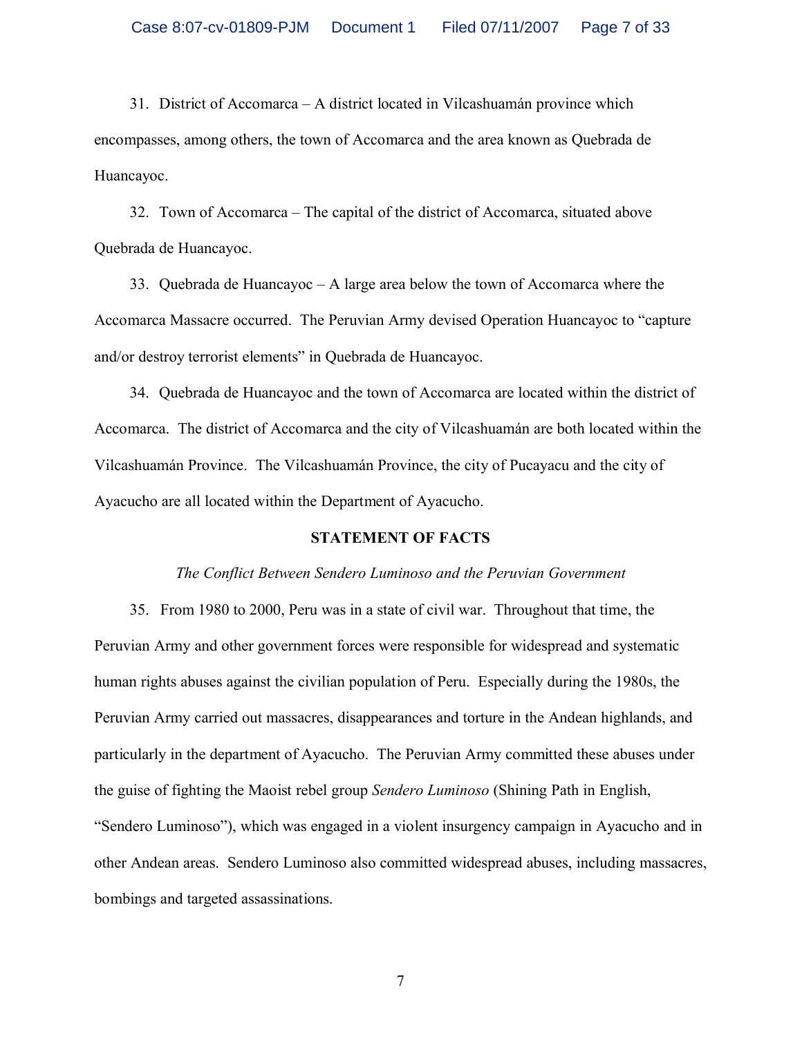31. District of Accomarca – A district located in Vilcashuamán province which encompasses, among others, the town of Accomarca and the area known as Quebrada de Huancayoc.

32. Town of Accomarca – The capital of the district of Accomarca, situated above Quebrada de Huancayoc.

33. Quebrada de Huancayoc – A large area below the town of Accomarca where the Accomarca Massacre occurred. The Peruvian Army devised Operation Huancayoc to "capture and/or destroy terrorist elements" in Quebrada de Huancayoc.

34. Quebrada de Huancayoc and the town of Accomarca are located within the district of Accomarca. The district of Accomarca and the city of Vilcashuamán are both located within the Vilcashuamán Province. The Vilcashuamán Province, the city of Pucayacu and the city of Ayacucho are all located within the Department of Ayacucho.

## STATEMENT OF FACTS

### *The Conflict Between Sendero Luminoso and the Peruvian Government*

35. From 1980 to 2000, Peru was in a state of civil war. Throughout that time, the Peruvian Army and other government forces were responsible for widespread and systematic human rights abuses against the civilian population of Peru. Especially during the 1980s, the Peruvian Army carried out massacres, disappearances and torture in the Andean highlands, and particularly in the department of Ayacucho. The Peruvian Army committed these abuses under the guise of fighting the Maoist rebel group *Sendero Luminoso* (Shining Path in English, "Sendero Luminoso"), which was engaged in a violent insurgency campaign in Ayacucho and in other Andean areas. Sendero Luminoso also committed widespread abuses, including massacres, bombings and targeted assassinations.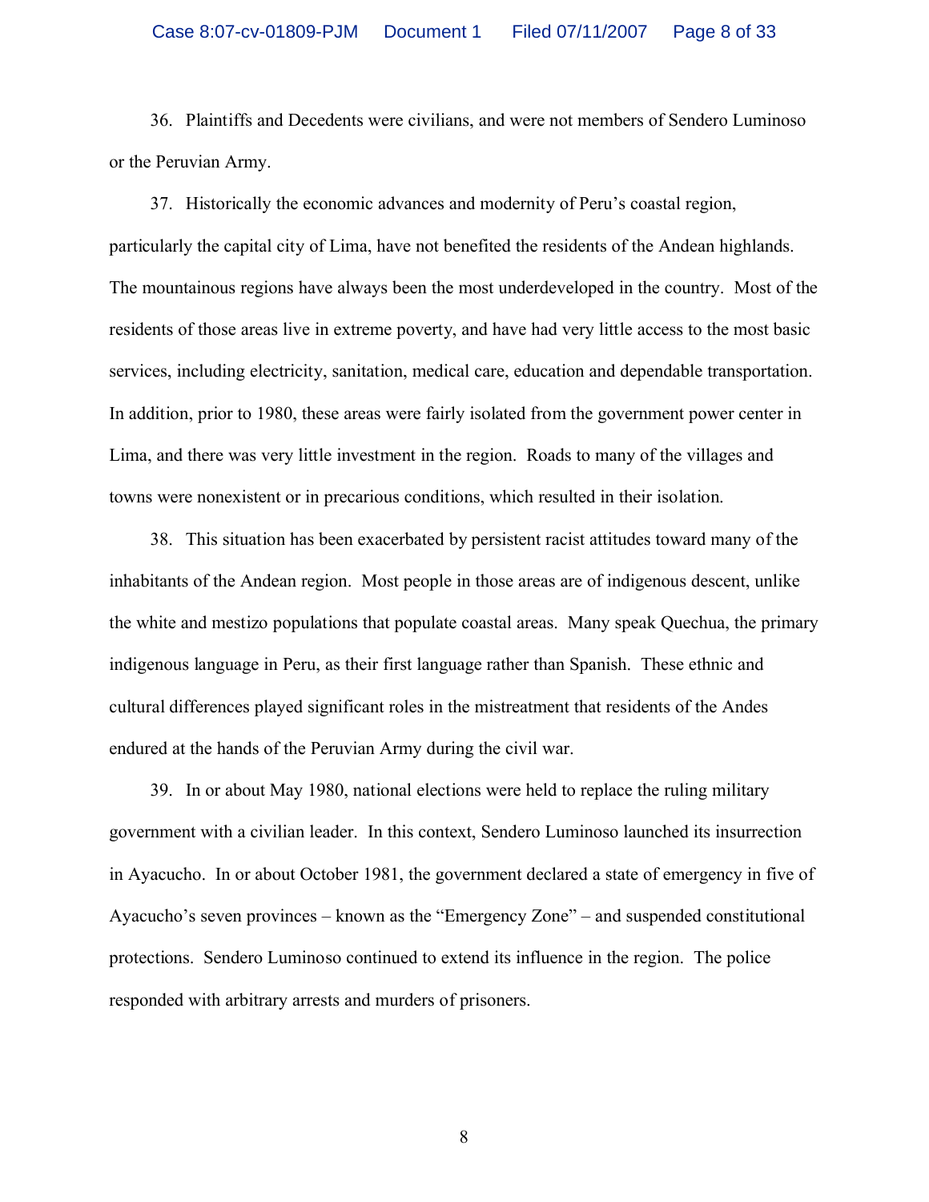36. Plaintiffs and Decedents were civilians, and were not members of Sendero Luminoso or the Peruvian Army.

37. Historically the economic advances and modernity of Peru's coastal region, particularly the capital city of Lima, have not benefited the residents of the Andean highlands. The mountainous regions have always been the most underdeveloped in the country. Most of the residents of those areas live in extreme poverty, and have had very little access to the most basic services, including electricity, sanitation, medical care, education and dependable transportation. In addition, prior to 1980, these areas were fairly isolated from the government power center in Lima, and there was very little investment in the region. Roads to many of the villages and towns were nonexistent or in precarious conditions, which resulted in their isolation.

38. This situation has been exacerbated by persistent racist attitudes toward many of the inhabitants of the Andean region. Most people in those areas are of indigenous descent, unlike the white and mestizo populations that populate coastal areas. Many speak Quechua, the primary indigenous language in Peru, as their first language rather than Spanish. These ethnic and cultural differences played significant roles in the mistreatment that residents of the Andes endured at the hands of the Peruvian Army during the civil war.

39. In or about May 1980, national elections were held to replace the ruling military government with a civilian leader. In this context, Sendero Luminoso launched its insurrection in Ayacucho. In or about October 1981, the government declared a state of emergency in five of Ayacucho's seven provinces – known as the "Emergency Zone" – and suspended constitutional protections. Sendero Luminoso continued to extend its influence in the region. The police responded with arbitrary arrests and murders of prisoners.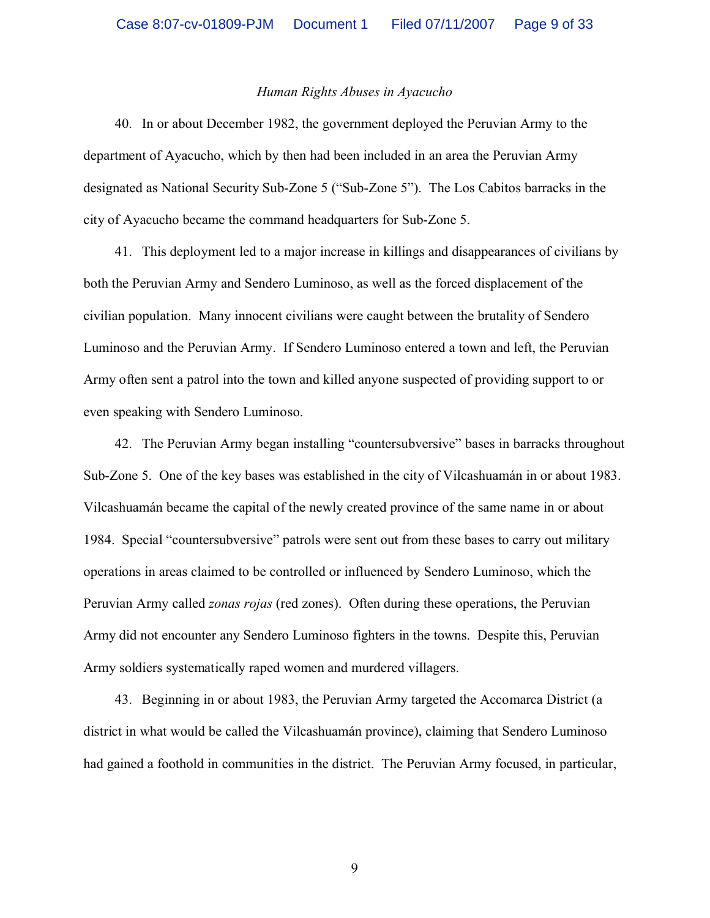*Human Rights Abuses in Ayacucho*

40. In or about December 1982, the government deployed the Peruvian Army to the department of Ayacucho, which by then had been included in an area the Peruvian Army designated as National Security Sub-Zone 5 ("Sub-Zone 5"). The Los Cabitos barracks in the city of Ayacucho became the command headquarters for Sub-Zone 5.

41. This deployment led to a major increase in killings and disappearances of civilians by both the Peruvian Army and Sendero Luminoso, as well as the forced displacement of the civilian population. Many innocent civilians were caught between the brutality of Sendero Luminoso and the Peruvian Army. If Sendero Luminoso entered a town and left, the Peruvian Army often sent a patrol into the town and killed anyone suspected of providing support to or even speaking with Sendero Luminoso.

42. The Peruvian Army began installing "countersubversive" bases in barracks throughout Sub-Zone 5. One of the key bases was established in the city of Vilcashuamán in or about 1983. Vilcashuamán became the capital of the newly created province of the same name in or about 1984. Special "countersubversive" patrols were sent out from these bases to carry out military operations in areas claimed to be controlled or influenced by Sendero Luminoso, which the Peruvian Army called *zonas rojas* (red zones). Often during these operations, the Peruvian Army did not encounter any Sendero Luminoso fighters in the towns. Despite this, Peruvian Army soldiers systematically raped women and murdered villagers.

43. Beginning in or about 1983, the Peruvian Army targeted the Accomarca District (a district in what would be called the Vilcashuamán province), claiming that Sendero Luminoso had gained a foothold in communities in the district. The Peruvian Army focused, in particular,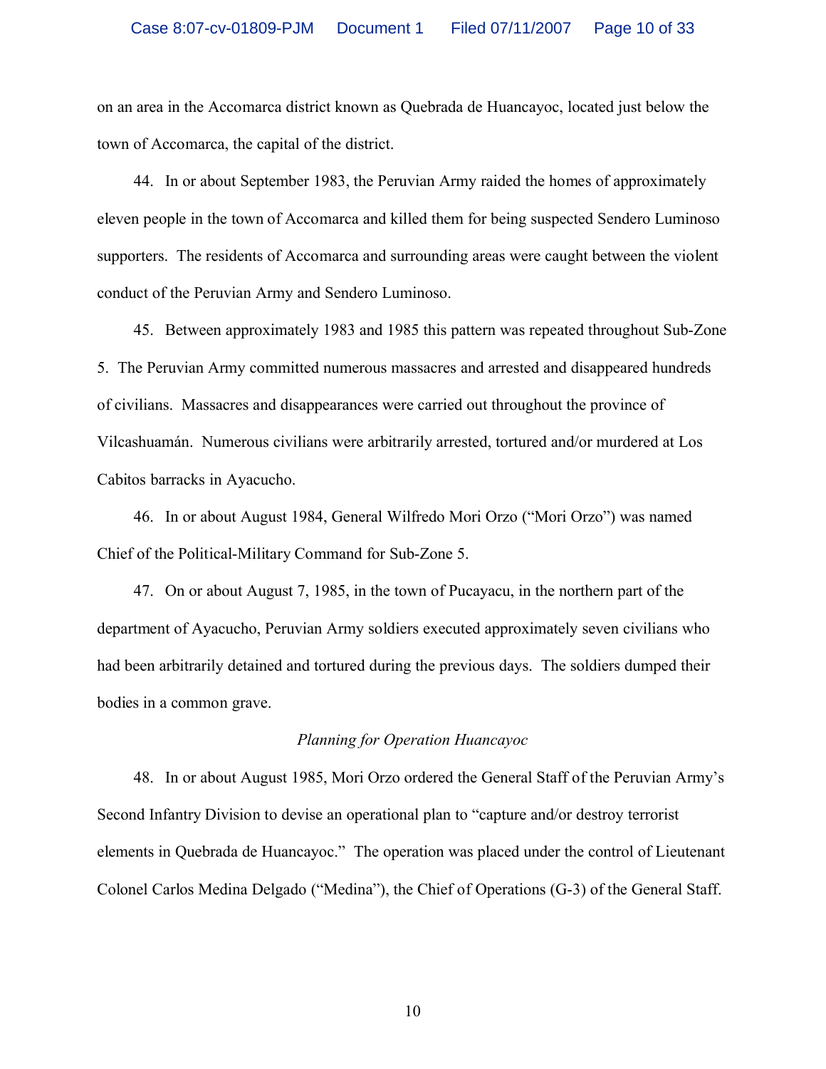on an area in the Accomarca district known as Quebrada de Huancayoc, located just below the town of Accomarca, the capital of the district.

44. In or about September 1983, the Peruvian Army raided the homes of approximately eleven people in the town of Accomarca and killed them for being suspected Sendero Luminoso supporters. The residents of Accomarca and surrounding areas were caught between the violent conduct of the Peruvian Army and Sendero Luminoso.

45. Between approximately 1983 and 1985 this pattern was repeated throughout Sub-Zone 5. The Peruvian Army committed numerous massacres and arrested and disappeared hundreds of civilians. Massacres and disappearances were carried out throughout the province of Vilcashuamán. Numerous civilians were arbitrarily arrested, tortured and/or murdered at Los Cabitos barracks in Ayacucho.

46. In or about August 1984, General Wilfredo Mori Orzo ("Mori Orzo") was named Chief of the Political-Military Command for Sub-Zone 5.

47. On or about August 7, 1985, in the town of Pucayacu, in the northern part of the department of Ayacucho, Peruvian Army soldiers executed approximately seven civilians who had been arbitrarily detained and tortured during the previous days. The soldiers dumped their bodies in a common grave.

*Planning for Operation Huancayoc*

48. In or about August 1985, Mori Orzo ordered the General Staff of the Peruvian Army's Second Infantry Division to devise an operational plan to "capture and/or destroy terrorist elements in Quebrada de Huancayoc." The operation was placed under the control of Lieutenant Colonel Carlos Medina Delgado ("Medina"), the Chief of Operations (G-3) of the General Staff.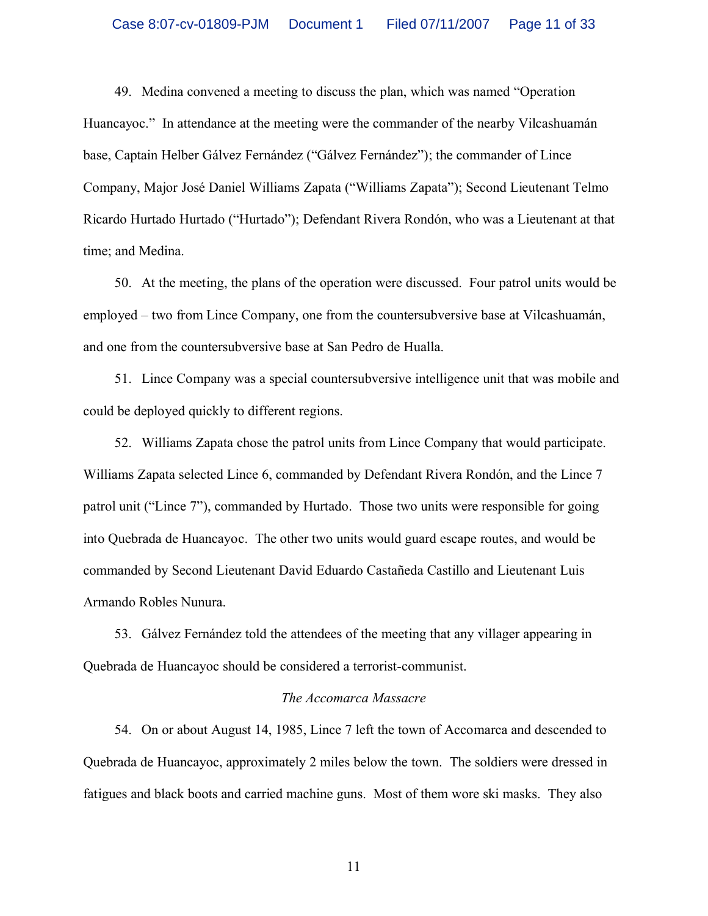49. Medina convened a meeting to discuss the plan, which was named "Operation Huancayoc." In attendance at the meeting were the commander of the nearby Vilcashuamán base, Captain Helber Gálvez Fernández ("Gálvez Fernández"); the commander of Lince Company, Major José Daniel Williams Zapata ("Williams Zapata"); Second Lieutenant Telmo Ricardo Hurtado Hurtado ("Hurtado"); Defendant Rivera Rondón, who was a Lieutenant at that time; and Medina.

50. At the meeting, the plans of the operation were discussed. Four patrol units would be employed – two from Lince Company, one from the countersubversive base at Vilcashuamán, and one from the countersubversive base at San Pedro de Hualla.

51. Lince Company was a special countersubversive intelligence unit that was mobile and could be deployed quickly to different regions.

52. Williams Zapata chose the patrol units from Lince Company that would participate. Williams Zapata selected Lince 6, commanded by Defendant Rivera Rondón, and the Lince 7 patrol unit ("Lince 7"), commanded by Hurtado. Those two units were responsible for going into Quebrada de Huancayoc. The other two units would guard escape routes, and would be commanded by Second Lieutenant David Eduardo Castañeda Castillo and Lieutenant Luis Armando Robles Nunura.

53. Gálvez Fernández told the attendees of the meeting that any villager appearing in Quebrada de Huancayoc should be considered a terrorist-communist.

*The Accomarca Massacre*

54. On or about August 14, 1985, Lince 7 left the town of Accomarca and descended to Quebrada de Huancayoc, approximately 2 miles below the town. The soldiers were dressed in fatigues and black boots and carried machine guns. Most of them wore ski masks. They also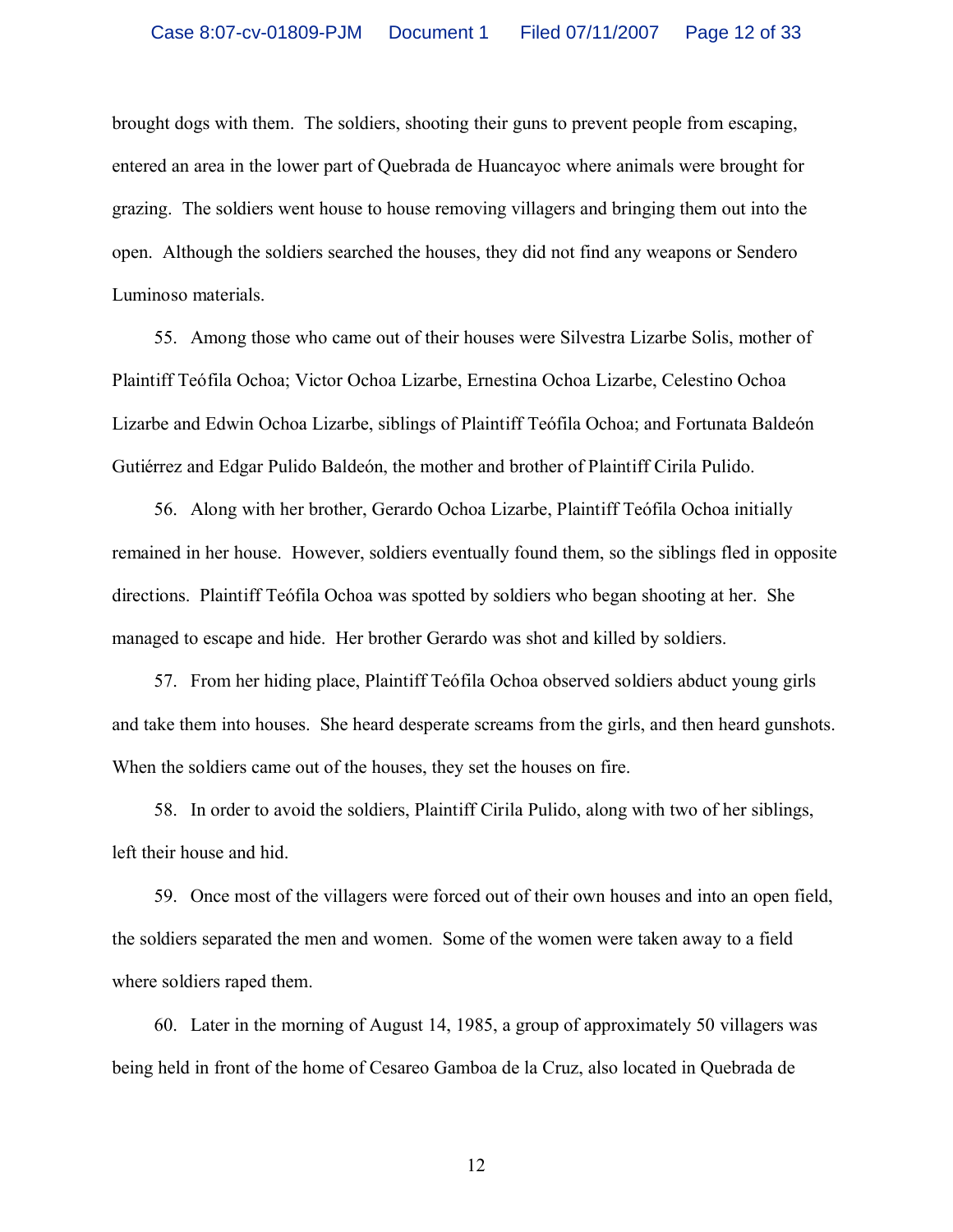brought dogs with them. The soldiers, shooting their guns to prevent people from escaping, entered an area in the lower part of Quebrada de Huancayoc where animals were brought for grazing. The soldiers went house to house removing villagers and bringing them out into the open. Although the soldiers searched the houses, they did not find any weapons or Sendero Luminoso materials.

55. Among those who came out of their houses were Silvestra Lizarbe Solis, mother of Plaintiff Teófila Ochoa; Victor Ochoa Lizarbe, Ernestina Ochoa Lizarbe, Celestino Ochoa Lizarbe and Edwin Ochoa Lizarbe, siblings of Plaintiff Teófila Ochoa; and Fortunata Baldeón Gutiérrez and Edgar Pulido Baldeón, the mother and brother of Plaintiff Cirila Pulido.

56. Along with her brother, Gerardo Ochoa Lizarbe, Plaintiff Teófila Ochoa initially remained in her house. However, soldiers eventually found them, so the siblings fled in opposite directions. Plaintiff Teófila Ochoa was spotted by soldiers who began shooting at her. She managed to escape and hide. Her brother Gerardo was shot and killed by soldiers.

57. From her hiding place, Plaintiff Teófila Ochoa observed soldiers abduct young girls and take them into houses. She heard desperate screams from the girls, and then heard gunshots. When the soldiers came out of the houses, they set the houses on fire.

58. In order to avoid the soldiers, Plaintiff Cirila Pulido, along with two of her siblings, left their house and hid.

59. Once most of the villagers were forced out of their own houses and into an open field, the soldiers separated the men and women. Some of the women were taken away to a field where soldiers raped them.

60. Later in the morning of August 14, 1985, a group of approximately 50 villagers was being held in front of the home of Cesareo Gamboa de la Cruz, also located in Quebrada de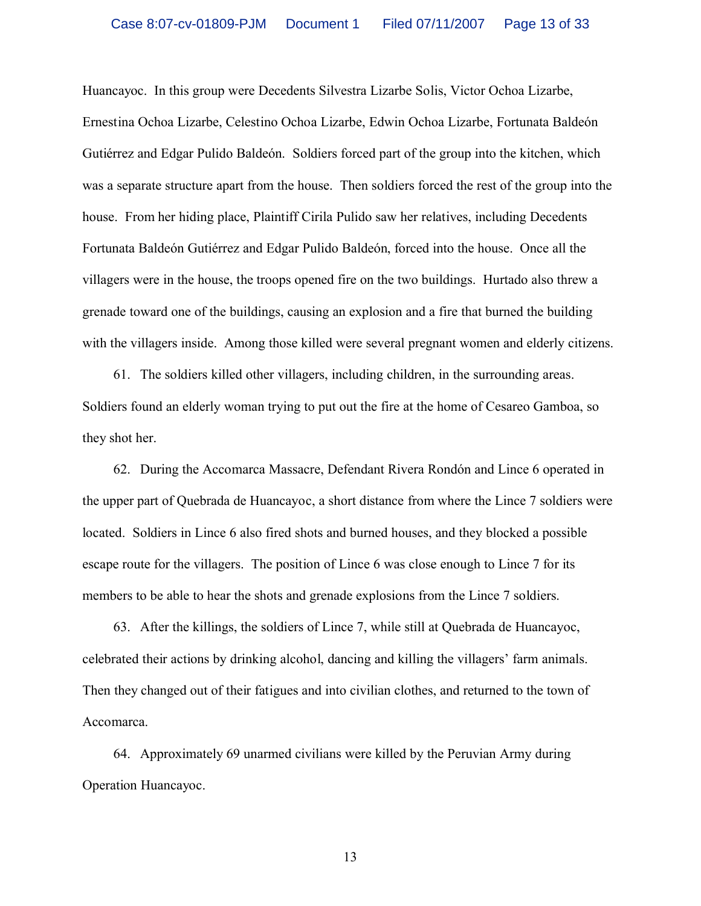Huancayoc. In this group were Decedents Silvestra Lizarbe Solis, Victor Ochoa Lizarbe, Ernestina Ochoa Lizarbe, Celestino Ochoa Lizarbe, Edwin Ochoa Lizarbe, Fortunata Baldeón Gutiérrez and Edgar Pulido Baldeón. Soldiers forced part of the group into the kitchen, which was a separate structure apart from the house. Then soldiers forced the rest of the group into the house. From her hiding place, Plaintiff Cirila Pulido saw her relatives, including Decedents Fortunata Baldeón Gutiérrez and Edgar Pulido Baldeón, forced into the house. Once all the villagers were in the house, the troops opened fire on the two buildings. Hurtado also threw a grenade toward one of the buildings, causing an explosion and a fire that burned the building with the villagers inside. Among those killed were several pregnant women and elderly citizens.

61. The soldiers killed other villagers, including children, in the surrounding areas. Soldiers found an elderly woman trying to put out the fire at the home of Cesareo Gamboa, so they shot her.

62. During the Accomarca Massacre, Defendant Rivera Rondón and Lince 6 operated in the upper part of Quebrada de Huancayoc, a short distance from where the Lince 7 soldiers were located. Soldiers in Lince 6 also fired shots and burned houses, and they blocked a possible escape route for the villagers. The position of Lince 6 was close enough to Lince 7 for its members to be able to hear the shots and grenade explosions from the Lince 7 soldiers.

63. After the killings, the soldiers of Lince 7, while still at Quebrada de Huancayoc, celebrated their actions by drinking alcohol, dancing and killing the villagers' farm animals. Then they changed out of their fatigues and into civilian clothes, and returned to the town of Accomarca.

64. Approximately 69 unarmed civilians were killed by the Peruvian Army during Operation Huancayoc.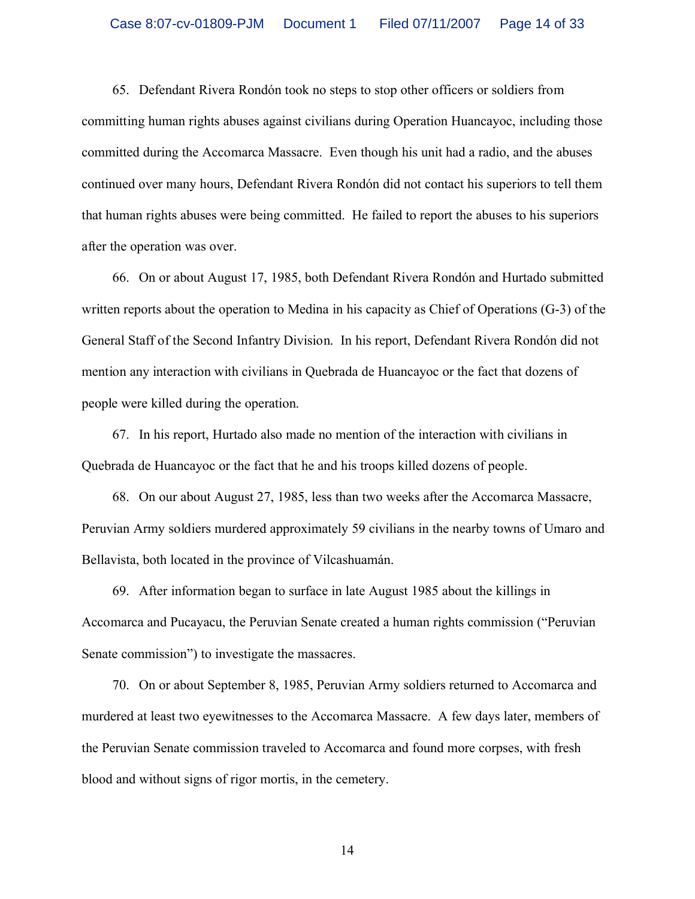65. Defendant Rivera Rondón took no steps to stop other officers or soldiers from committing human rights abuses against civilians during Operation Huancayoc, including those committed during the Accomarca Massacre. Even though his unit had a radio, and the abuses continued over many hours, Defendant Rivera Rondón did not contact his superiors to tell them that human rights abuses were being committed. He failed to report the abuses to his superiors after the operation was over.

66. On or about August 17, 1985, both Defendant Rivera Rondón and Hurtado submitted written reports about the operation to Medina in his capacity as Chief of Operations (G-3) of the General Staff of the Second Infantry Division. In his report, Defendant Rivera Rondón did not mention any interaction with civilians in Quebrada de Huancayoc or the fact that dozens of people were killed during the operation.

67. In his report, Hurtado also made no mention of the interaction with civilians in Quebrada de Huancayoc or the fact that he and his troops killed dozens of people.

68. On our about August 27, 1985, less than two weeks after the Accomarca Massacre, Peruvian Army soldiers murdered approximately 59 civilians in the nearby towns of Umaro and Bellavista, both located in the province of Vilcashuamán.

69. After information began to surface in late August 1985 about the killings in Accomarca and Pucayacu, the Peruvian Senate created a human rights commission ("Peruvian Senate commission") to investigate the massacres.

70. On or about September 8, 1985, Peruvian Army soldiers returned to Accomarca and murdered at least two eyewitnesses to the Accomarca Massacre. A few days later, members of the Peruvian Senate commission traveled to Accomarca and found more corpses, with fresh blood and without signs of rigor mortis, in the cemetery.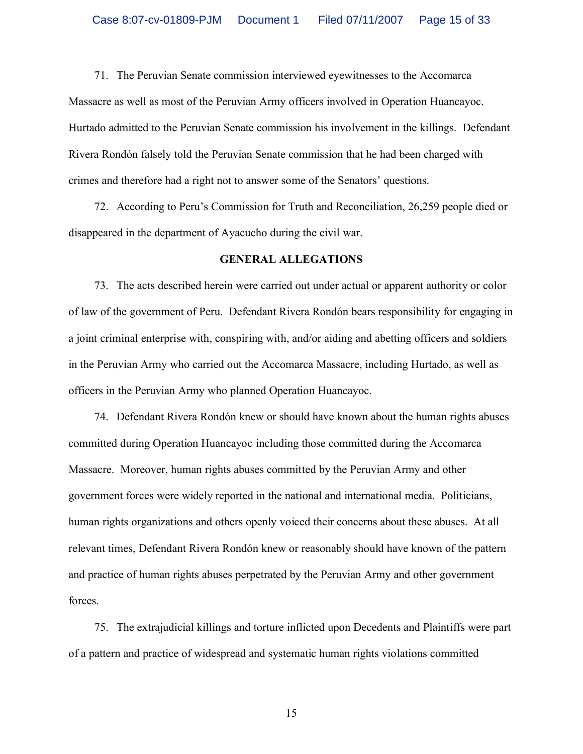71. The Peruvian Senate commission interviewed eyewitnesses to the Accomarca Massacre as well as most of the Peruvian Army officers involved in Operation Huancayoc. Hurtado admitted to the Peruvian Senate commission his involvement in the killings. Defendant Rivera Rondón falsely told the Peruvian Senate commission that he had been charged with crimes and therefore had a right not to answer some of the Senators' questions.

72. According to Peru's Commission for Truth and Reconciliation, 26,259 people died or disappeared in the department of Ayacucho during the civil war.

## GENERAL ALLEGATIONS

73. The acts described herein were carried out under actual or apparent authority or color of law of the government of Peru. Defendant Rivera Rondón bears responsibility for engaging in a joint criminal enterprise with, conspiring with, and/or aiding and abetting officers and soldiers in the Peruvian Army who carried out the Accomarca Massacre, including Hurtado, as well as officers in the Peruvian Army who planned Operation Huancayoc.

74. Defendant Rivera Rondón knew or should have known about the human rights abuses committed during Operation Huancayoc including those committed during the Accomarca Massacre. Moreover, human rights abuses committed by the Peruvian Army and other government forces were widely reported in the national and international media. Politicians, human rights organizations and others openly voiced their concerns about these abuses. At all relevant times, Defendant Rivera Rondón knew or reasonably should have known of the pattern and practice of human rights abuses perpetrated by the Peruvian Army and other government forces.

75. The extrajudicial killings and torture inflicted upon Decedents and Plaintiffs were part of a pattern and practice of widespread and systematic human rights violations committed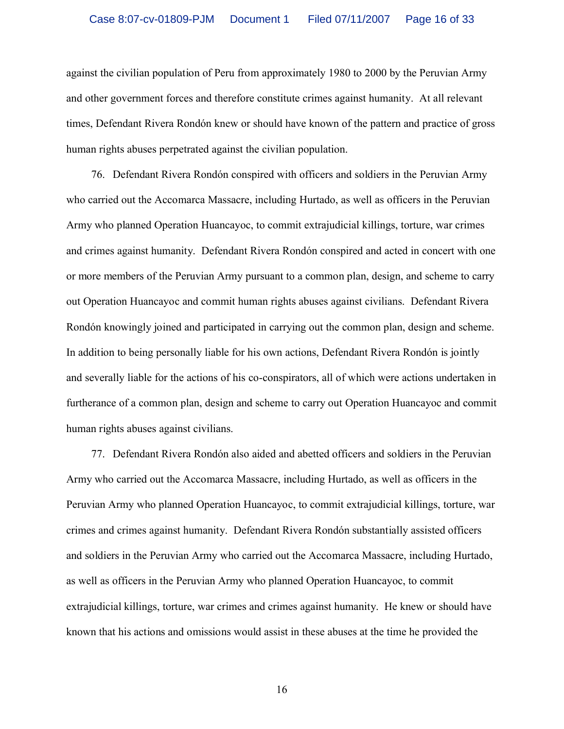against the civilian population of Peru from approximately 1980 to 2000 by the Peruvian Army and other government forces and therefore constitute crimes against humanity. At all relevant times, Defendant Rivera Rondón knew or should have known of the pattern and practice of gross human rights abuses perpetrated against the civilian population.

76. Defendant Rivera Rondón conspired with officers and soldiers in the Peruvian Army who carried out the Accomarca Massacre, including Hurtado, as well as officers in the Peruvian Army who planned Operation Huancayoc, to commit extrajudicial killings, torture, war crimes and crimes against humanity. Defendant Rivera Rondón conspired and acted in concert with one or more members of the Peruvian Army pursuant to a common plan, design, and scheme to carry out Operation Huancayoc and commit human rights abuses against civilians. Defendant Rivera Rondón knowingly joined and participated in carrying out the common plan, design and scheme. In addition to being personally liable for his own actions, Defendant Rivera Rondón is jointly and severally liable for the actions of his co-conspirators, all of which were actions undertaken in furtherance of a common plan, design and scheme to carry out Operation Huancayoc and commit human rights abuses against civilians.

77. Defendant Rivera Rondón also aided and abetted officers and soldiers in the Peruvian Army who carried out the Accomarca Massacre, including Hurtado, as well as officers in the Peruvian Army who planned Operation Huancayoc, to commit extrajudicial killings, torture, war crimes and crimes against humanity. Defendant Rivera Rondón substantially assisted officers and soldiers in the Peruvian Army who carried out the Accomarca Massacre, including Hurtado, as well as officers in the Peruvian Army who planned Operation Huancayoc, to commit extrajudicial killings, torture, war crimes and crimes against humanity. He knew or should have known that his actions and omissions would assist in these abuses at the time he provided the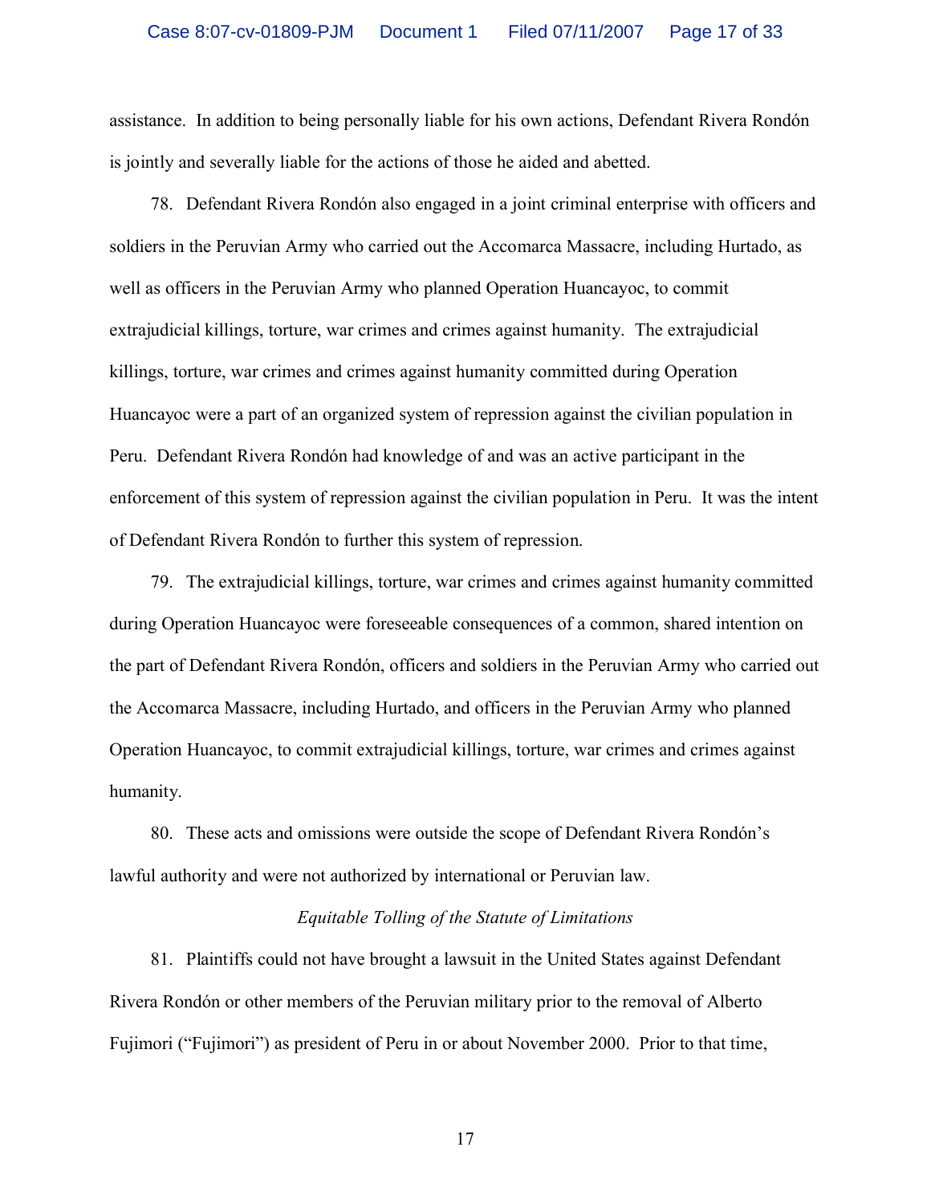assistance. In addition to being personally liable for his own actions, Defendant Rivera Rondón is jointly and severally liable for the actions of those he aided and abetted.

78. Defendant Rivera Rondón also engaged in a joint criminal enterprise with officers and soldiers in the Peruvian Army who carried out the Accomarca Massacre, including Hurtado, as well as officers in the Peruvian Army who planned Operation Huancayoc, to commit extrajudicial killings, torture, war crimes and crimes against humanity. The extrajudicial killings, torture, war crimes and crimes against humanity committed during Operation Huancayoc were a part of an organized system of repression against the civilian population in Peru. Defendant Rivera Rondón had knowledge of and was an active participant in the enforcement of this system of repression against the civilian population in Peru. It was the intent of Defendant Rivera Rondón to further this system of repression.

79. The extrajudicial killings, torture, war crimes and crimes against humanity committed during Operation Huancayoc were foreseeable consequences of a common, shared intention on the part of Defendant Rivera Rondón, officers and soldiers in the Peruvian Army who carried out the Accomarca Massacre, including Hurtado, and officers in the Peruvian Army who planned Operation Huancayoc, to commit extrajudicial killings, torture, war crimes and crimes against humanity.

80. These acts and omissions were outside the scope of Defendant Rivera Rondón's lawful authority and were not authorized by international or Peruvian law.

*Equitable Tolling of the Statute of Limitations*

81. Plaintiffs could not have brought a lawsuit in the United States against Defendant Rivera Rondón or other members of the Peruvian military prior to the removal of Alberto Fujimori ("Fujimori") as president of Peru in or about November 2000. Prior to that time,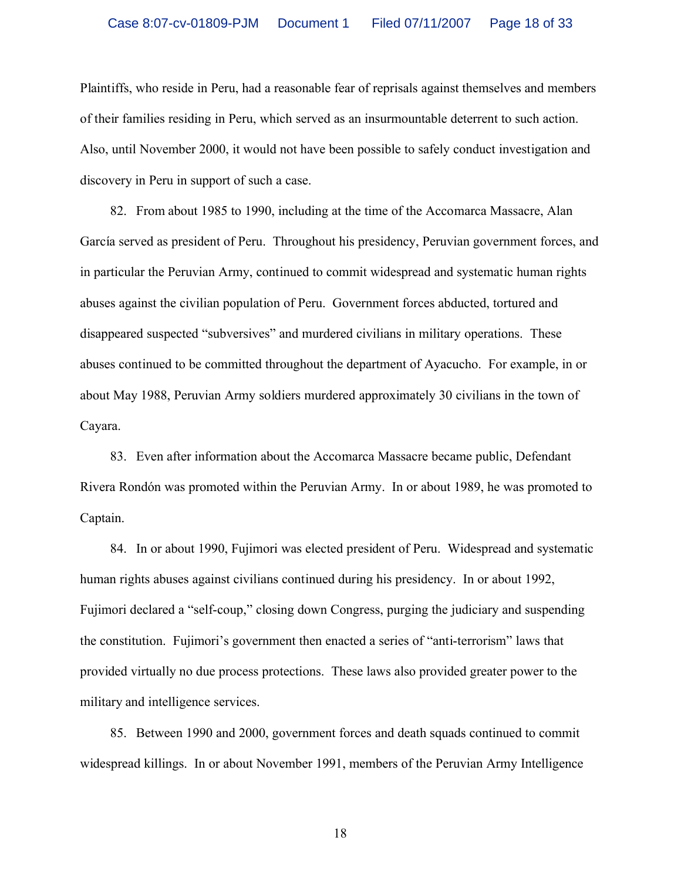Plaintiffs, who reside in Peru, had a reasonable fear of reprisals against themselves and members of their families residing in Peru, which served as an insurmountable deterrent to such action. Also, until November 2000, it would not have been possible to safely conduct investigation and discovery in Peru in support of such a case.

82. From about 1985 to 1990, including at the time of the Accomarca Massacre, Alan García served as president of Peru. Throughout his presidency, Peruvian government forces, and in particular the Peruvian Army, continued to commit widespread and systematic human rights abuses against the civilian population of Peru. Government forces abducted, tortured and disappeared suspected "subversives" and murdered civilians in military operations. These abuses continued to be committed throughout the department of Ayacucho. For example, in or about May 1988, Peruvian Army soldiers murdered approximately 30 civilians in the town of Cayara.

83. Even after information about the Accomarca Massacre became public, Defendant Rivera Rondón was promoted within the Peruvian Army. In or about 1989, he was promoted to Captain.

84. In or about 1990, Fujimori was elected president of Peru. Widespread and systematic human rights abuses against civilians continued during his presidency. In or about 1992, Fujimori declared a "self-coup," closing down Congress, purging the judiciary and suspending the constitution. Fujimori's government then enacted a series of "anti-terrorism" laws that provided virtually no due process protections. These laws also provided greater power to the military and intelligence services.

85. Between 1990 and 2000, government forces and death squads continued to commit widespread killings. In or about November 1991, members of the Peruvian Army Intelligence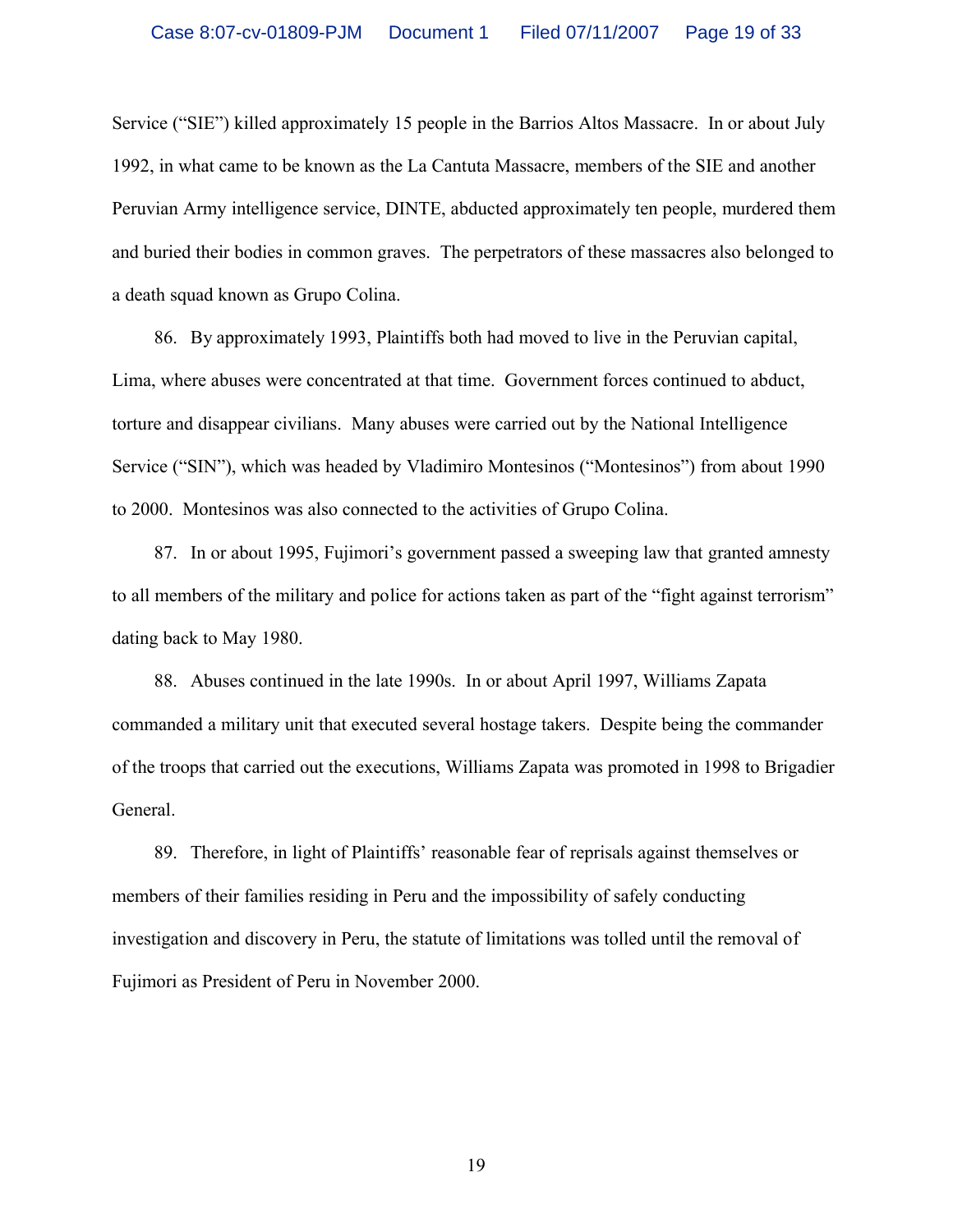Service ("SIE") killed approximately 15 people in the Barrios Altos Massacre. In or about July 1992, in what came to be known as the La Cantuta Massacre, members of the SIE and another Peruvian Army intelligence service, DINTE, abducted approximately ten people, murdered them and buried their bodies in common graves. The perpetrators of these massacres also belonged to a death squad known as Grupo Colina.

86. By approximately 1993, Plaintiffs both had moved to live in the Peruvian capital, Lima, where abuses were concentrated at that time. Government forces continued to abduct, torture and disappear civilians. Many abuses were carried out by the National Intelligence Service ("SIN"), which was headed by Vladimiro Montesinos ("Montesinos") from about 1990 to 2000. Montesinos was also connected to the activities of Grupo Colina.

87. In or about 1995, Fujimori's government passed a sweeping law that granted amnesty to all members of the military and police for actions taken as part of the "fight against terrorism" dating back to May 1980.

88. Abuses continued in the late 1990s. In or about April 1997, Williams Zapata commanded a military unit that executed several hostage takers. Despite being the commander of the troops that carried out the executions, Williams Zapata was promoted in 1998 to Brigadier General.

89. Therefore, in light of Plaintiffs' reasonable fear of reprisals against themselves or members of their families residing in Peru and the impossibility of safely conducting investigation and discovery in Peru, the statute of limitations was tolled until the removal of Fujimori as President of Peru in November 2000.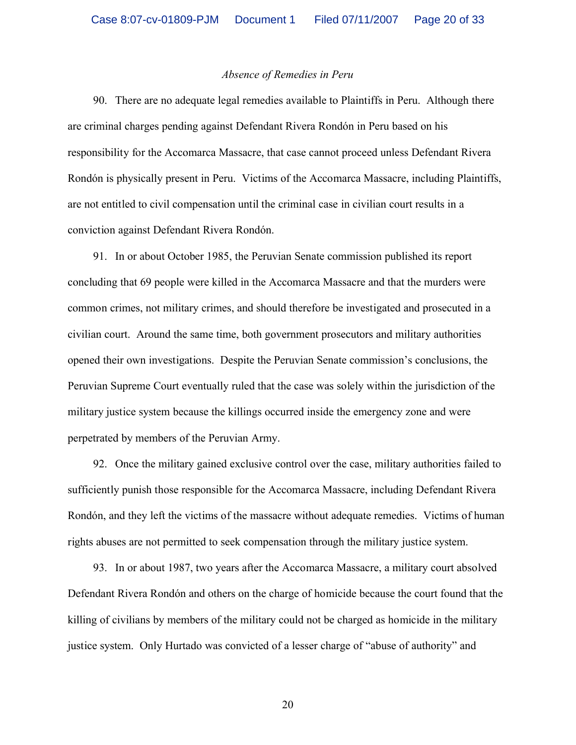*Absence of Remedies in Peru*

90. There are no adequate legal remedies available to Plaintiffs in Peru. Although there are criminal charges pending against Defendant Rivera Rondón in Peru based on his responsibility for the Accomarca Massacre, that case cannot proceed unless Defendant Rivera Rondón is physically present in Peru. Victims of the Accomarca Massacre, including Plaintiffs, are not entitled to civil compensation until the criminal case in civilian court results in a conviction against Defendant Rivera Rondón.

91. In or about October 1985, the Peruvian Senate commission published its report concluding that 69 people were killed in the Accomarca Massacre and that the murders were common crimes, not military crimes, and should therefore be investigated and prosecuted in a civilian court. Around the same time, both government prosecutors and military authorities opened their own investigations. Despite the Peruvian Senate commission's conclusions, the Peruvian Supreme Court eventually ruled that the case was solely within the jurisdiction of the military justice system because the killings occurred inside the emergency zone and were perpetrated by members of the Peruvian Army.

92. Once the military gained exclusive control over the case, military authorities failed to sufficiently punish those responsible for the Accomarca Massacre, including Defendant Rivera Rondón, and they left the victims of the massacre without adequate remedies. Victims of human rights abuses are not permitted to seek compensation through the military justice system.

93. In or about 1987, two years after the Accomarca Massacre, a military court absolved Defendant Rivera Rondón and others on the charge of homicide because the court found that the killing of civilians by members of the military could not be charged as homicide in the military justice system. Only Hurtado was convicted of a lesser charge of "abuse of authority" and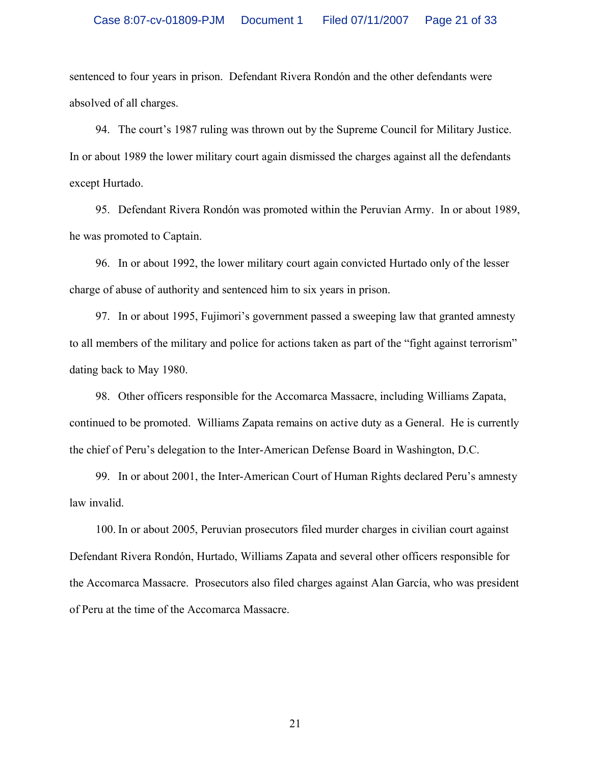sentenced to four years in prison. Defendant Rivera Rondón and the other defendants were absolved of all charges.

94. The court's 1987 ruling was thrown out by the Supreme Council for Military Justice. In or about 1989 the lower military court again dismissed the charges against all the defendants except Hurtado.

95. Defendant Rivera Rondón was promoted within the Peruvian Army. In or about 1989, he was promoted to Captain.

96. In or about 1992, the lower military court again convicted Hurtado only of the lesser charge of abuse of authority and sentenced him to six years in prison.

97. In or about 1995, Fujimori's government passed a sweeping law that granted amnesty to all members of the military and police for actions taken as part of the "fight against terrorism" dating back to May 1980.

98. Other officers responsible for the Accomarca Massacre, including Williams Zapata, continued to be promoted. Williams Zapata remains on active duty as a General. He is currently the chief of Peru's delegation to the Inter-American Defense Board in Washington, D.C.

99. In or about 2001, the Inter-American Court of Human Rights declared Peru's amnesty law invalid.

100. In or about 2005, Peruvian prosecutors filed murder charges in civilian court against Defendant Rivera Rondón, Hurtado, Williams Zapata and several other officers responsible for the Accomarca Massacre. Prosecutors also filed charges against Alan García, who was president of Peru at the time of the Accomarca Massacre.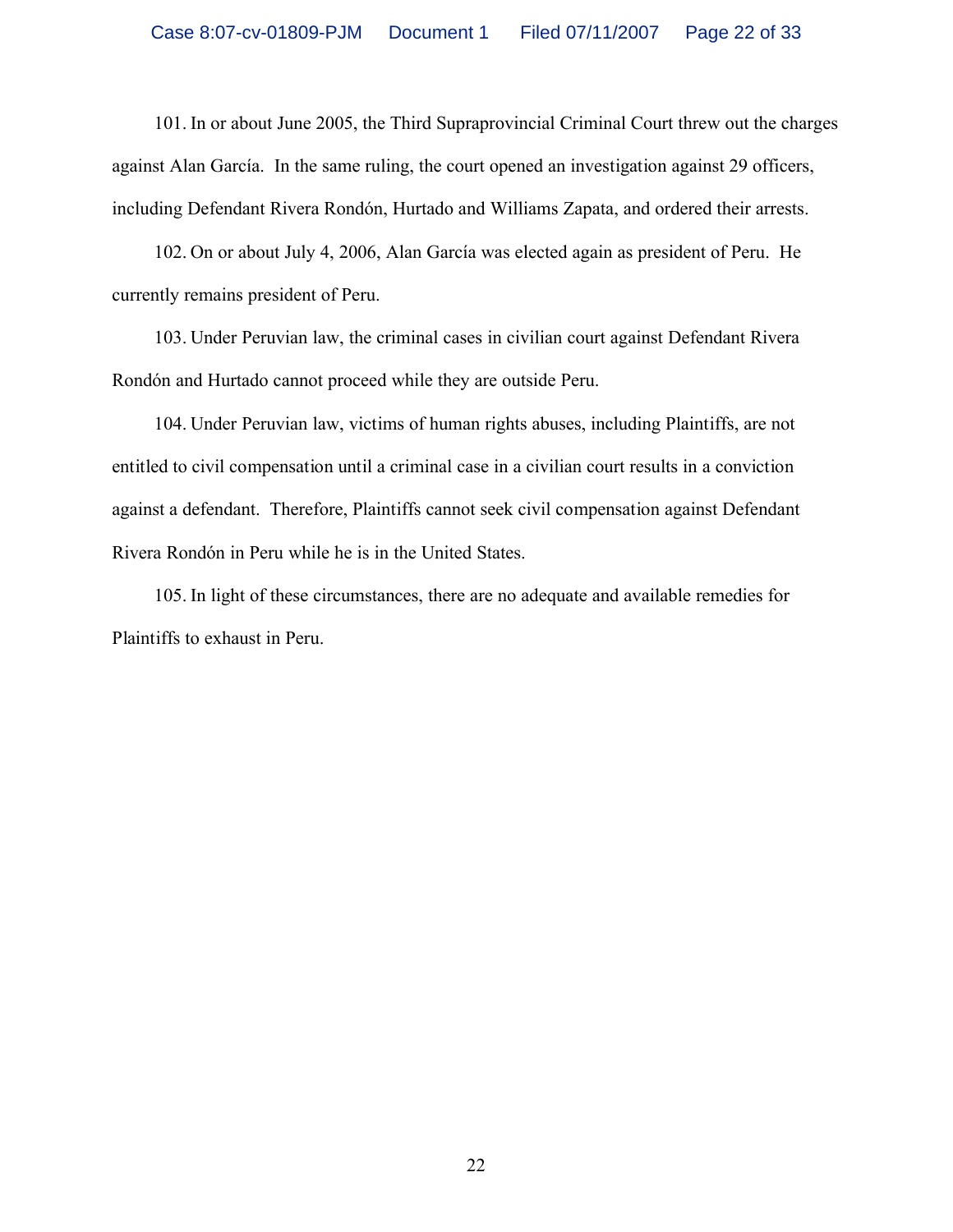101. In or about June 2005, the Third Supraprovincial Criminal Court threw out the charges against Alan García. In the same ruling, the court opened an investigation against 29 officers, including Defendant Rivera Rondón, Hurtado and Williams Zapata, and ordered their arrests.

102. On or about July 4, 2006, Alan García was elected again as president of Peru. He currently remains president of Peru.

103. Under Peruvian law, the criminal cases in civilian court against Defendant Rivera Rondón and Hurtado cannot proceed while they are outside Peru.

104. Under Peruvian law, victims of human rights abuses, including Plaintiffs, are not entitled to civil compensation until a criminal case in a civilian court results in a conviction against a defendant. Therefore, Plaintiffs cannot seek civil compensation against Defendant Rivera Rondón in Peru while he is in the United States.

105. In light of these circumstances, there are no adequate and available remedies for Plaintiffs to exhaust in Peru.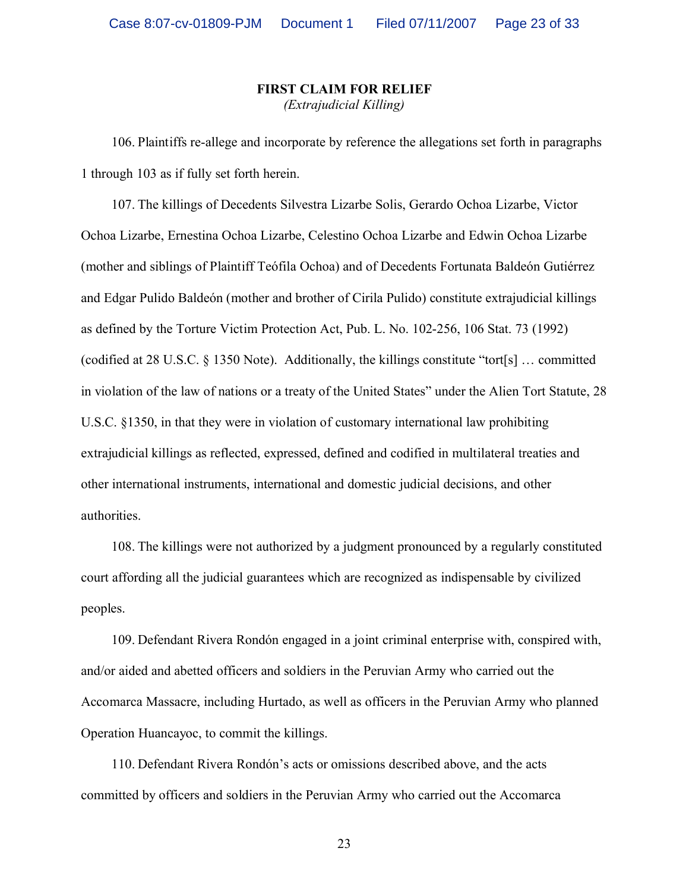**FIRST CLAIM FOR RELIEF**
*(Extrajudicial Killing)*

106. Plaintiffs re-allege and incorporate by reference the allegations set forth in paragraphs 1 through 103 as if fully set forth herein.

107. The killings of Decedents Silvestra Lizarbe Solis, Gerardo Ochoa Lizarbe, Victor Ochoa Lizarbe, Ernestina Ochoa Lizarbe, Celestino Ochoa Lizarbe and Edwin Ochoa Lizarbe (mother and siblings of Plaintiff Teófila Ochoa) and of Decedents Fortunata Baldeón Gutiérrez and Edgar Pulido Baldeón (mother and brother of Cirila Pulido) constitute extrajudicial killings as defined by the Torture Victim Protection Act, Pub. L. No. 102-256, 106 Stat. 73 (1992) (codified at 28 U.S.C. § 1350 Note). Additionally, the killings constitute "tort[s] … committed in violation of the law of nations or a treaty of the United States" under the Alien Tort Statute, 28 U.S.C. §1350, in that they were in violation of customary international law prohibiting extrajudicial killings as reflected, expressed, defined and codified in multilateral treaties and other international instruments, international and domestic judicial decisions, and other authorities.

108. The killings were not authorized by a judgment pronounced by a regularly constituted court affording all the judicial guarantees which are recognized as indispensable by civilized peoples.

109. Defendant Rivera Rondón engaged in a joint criminal enterprise with, conspired with, and/or aided and abetted officers and soldiers in the Peruvian Army who carried out the Accomarca Massacre, including Hurtado, as well as officers in the Peruvian Army who planned Operation Huancayoc, to commit the killings.

110. Defendant Rivera Rondón's acts or omissions described above, and the acts committed by officers and soldiers in the Peruvian Army who carried out the Accomarca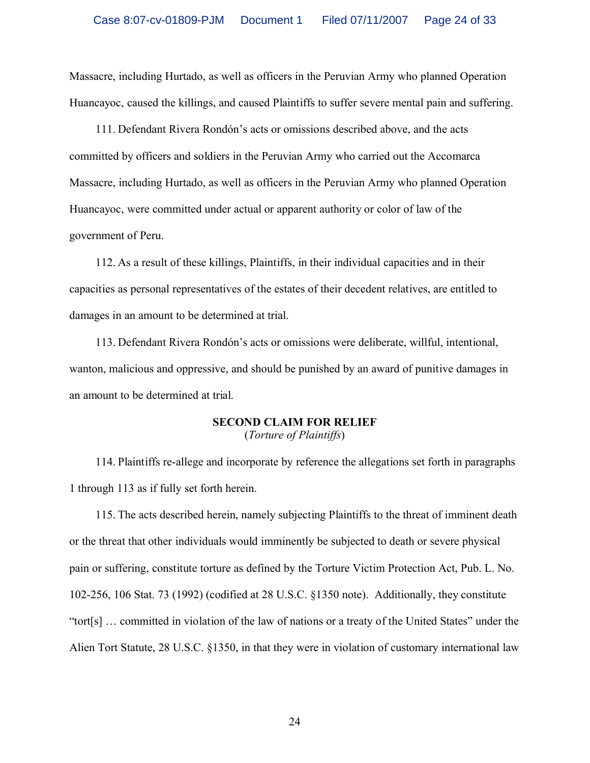Massacre, including Hurtado, as well as officers in the Peruvian Army who planned Operation Huancayoc, caused the killings, and caused Plaintiffs to suffer severe mental pain and suffering.

111. Defendant Rivera Rondón's acts or omissions described above, and the acts committed by officers and soldiers in the Peruvian Army who carried out the Accomarca Massacre, including Hurtado, as well as officers in the Peruvian Army who planned Operation Huancayoc, were committed under actual or apparent authority or color of law of the government of Peru.

112. As a result of these killings, Plaintiffs, in their individual capacities and in their capacities as personal representatives of the estates of their decedent relatives, are entitled to damages in an amount to be determined at trial.

113. Defendant Rivera Rondón's acts or omissions were deliberate, willful, intentional, wanton, malicious and oppressive, and should be punished by an award of punitive damages in an amount to be determined at trial.

**SECOND CLAIM FOR RELIEF**
(*Torture of Plaintiffs*)

114. Plaintiffs re-allege and incorporate by reference the allegations set forth in paragraphs 1 through 113 as if fully set forth herein.

115. The acts described herein, namely subjecting Plaintiffs to the threat of imminent death or the threat that other individuals would imminently be subjected to death or severe physical pain or suffering, constitute torture as defined by the Torture Victim Protection Act, Pub. L. No. 102-256, 106 Stat. 73 (1992) (codified at 28 U.S.C. §1350 note). Additionally, they constitute "tort[s] … committed in violation of the law of nations or a treaty of the United States" under the Alien Tort Statute, 28 U.S.C. §1350, in that they were in violation of customary international law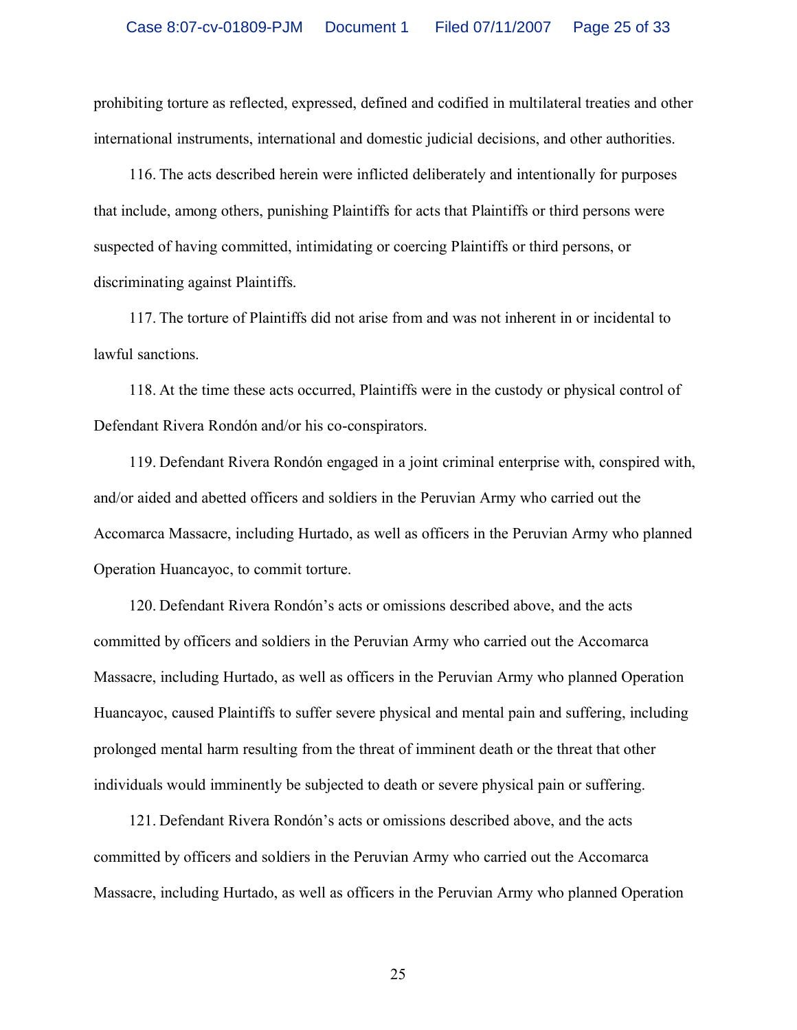prohibiting torture as reflected, expressed, defined and codified in multilateral treaties and other international instruments, international and domestic judicial decisions, and other authorities.

116. The acts described herein were inflicted deliberately and intentionally for purposes that include, among others, punishing Plaintiffs for acts that Plaintiffs or third persons were suspected of having committed, intimidating or coercing Plaintiffs or third persons, or discriminating against Plaintiffs.

117. The torture of Plaintiffs did not arise from and was not inherent in or incidental to lawful sanctions.

118. At the time these acts occurred, Plaintiffs were in the custody or physical control of Defendant Rivera Rondón and/or his co-conspirators.

119. Defendant Rivera Rondón engaged in a joint criminal enterprise with, conspired with, and/or aided and abetted officers and soldiers in the Peruvian Army who carried out the Accomarca Massacre, including Hurtado, as well as officers in the Peruvian Army who planned Operation Huancayoc, to commit torture.

120. Defendant Rivera Rondón's acts or omissions described above, and the acts committed by officers and soldiers in the Peruvian Army who carried out the Accomarca Massacre, including Hurtado, as well as officers in the Peruvian Army who planned Operation Huancayoc, caused Plaintiffs to suffer severe physical and mental pain and suffering, including prolonged mental harm resulting from the threat of imminent death or the threat that other individuals would imminently be subjected to death or severe physical pain or suffering.

121. Defendant Rivera Rondón's acts or omissions described above, and the acts committed by officers and soldiers in the Peruvian Army who carried out the Accomarca Massacre, including Hurtado, as well as officers in the Peruvian Army who planned Operation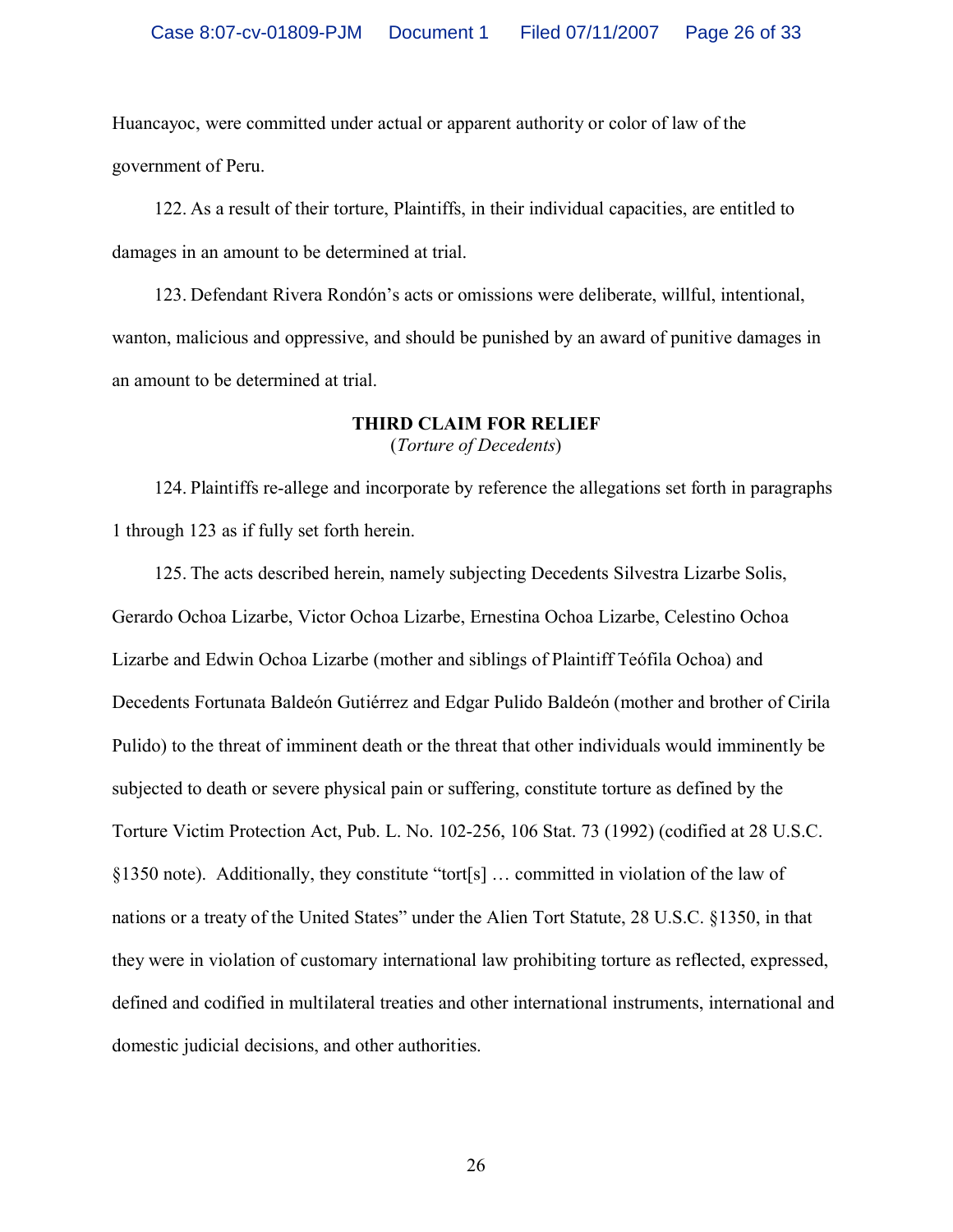Huancayoc, were committed under actual or apparent authority or color of law of the government of Peru.

122. As a result of their torture, Plaintiffs, in their individual capacities, are entitled to damages in an amount to be determined at trial.

123. Defendant Rivera Rondón's acts or omissions were deliberate, willful, intentional, wanton, malicious and oppressive, and should be punished by an award of punitive damages in an amount to be determined at trial.

**THIRD CLAIM FOR RELIEF**
(*Torture of Decedents*)

124. Plaintiffs re-allege and incorporate by reference the allegations set forth in paragraphs 1 through 123 as if fully set forth herein.

125. The acts described herein, namely subjecting Decedents Silvestra Lizarbe Solis, Gerardo Ochoa Lizarbe, Victor Ochoa Lizarbe, Ernestina Ochoa Lizarbe, Celestino Ochoa Lizarbe and Edwin Ochoa Lizarbe (mother and siblings of Plaintiff Teófila Ochoa) and Decedents Fortunata Baldeón Gutiérrez and Edgar Pulido Baldeón (mother and brother of Cirila Pulido) to the threat of imminent death or the threat that other individuals would imminently be subjected to death or severe physical pain or suffering, constitute torture as defined by the Torture Victim Protection Act, Pub. L. No. 102-256, 106 Stat. 73 (1992) (codified at 28 U.S.C. §1350 note). Additionally, they constitute "tort[s] … committed in violation of the law of nations or a treaty of the United States" under the Alien Tort Statute, 28 U.S.C. §1350, in that they were in violation of customary international law prohibiting torture as reflected, expressed, defined and codified in multilateral treaties and other international instruments, international and domestic judicial decisions, and other authorities.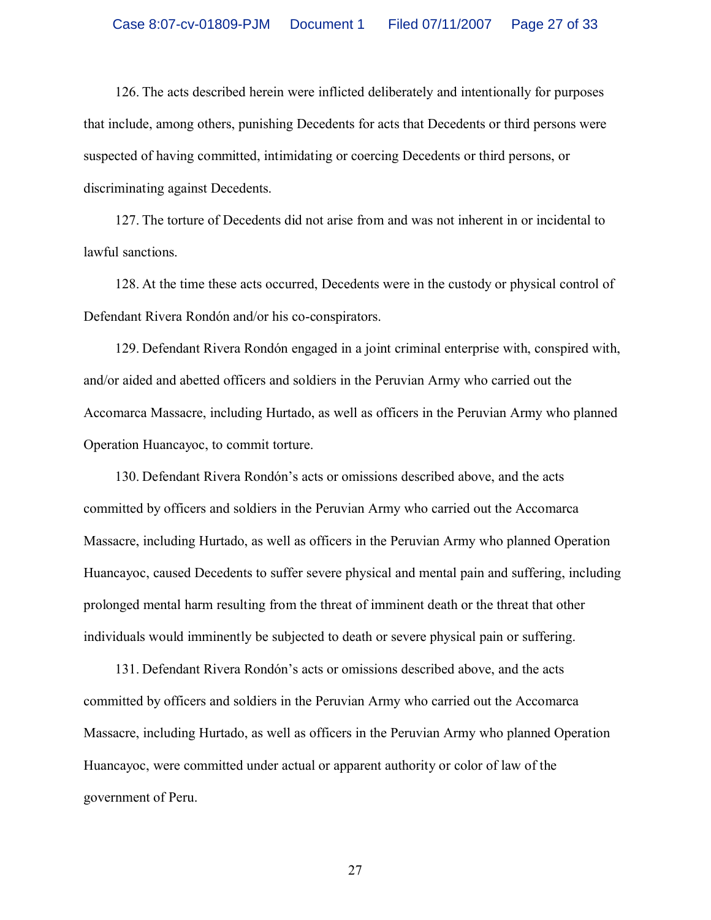126. The acts described herein were inflicted deliberately and intentionally for purposes that include, among others, punishing Decedents for acts that Decedents or third persons were suspected of having committed, intimidating or coercing Decedents or third persons, or discriminating against Decedents.

127. The torture of Decedents did not arise from and was not inherent in or incidental to lawful sanctions.

128. At the time these acts occurred, Decedents were in the custody or physical control of Defendant Rivera Rondón and/or his co-conspirators.

129. Defendant Rivera Rondón engaged in a joint criminal enterprise with, conspired with, and/or aided and abetted officers and soldiers in the Peruvian Army who carried out the Accomarca Massacre, including Hurtado, as well as officers in the Peruvian Army who planned Operation Huancayoc, to commit torture.

130. Defendant Rivera Rondón's acts or omissions described above, and the acts committed by officers and soldiers in the Peruvian Army who carried out the Accomarca Massacre, including Hurtado, as well as officers in the Peruvian Army who planned Operation Huancayoc, caused Decedents to suffer severe physical and mental pain and suffering, including prolonged mental harm resulting from the threat of imminent death or the threat that other individuals would imminently be subjected to death or severe physical pain or suffering.

131. Defendant Rivera Rondón's acts or omissions described above, and the acts committed by officers and soldiers in the Peruvian Army who carried out the Accomarca Massacre, including Hurtado, as well as officers in the Peruvian Army who planned Operation Huancayoc, were committed under actual or apparent authority or color of law of the government of Peru.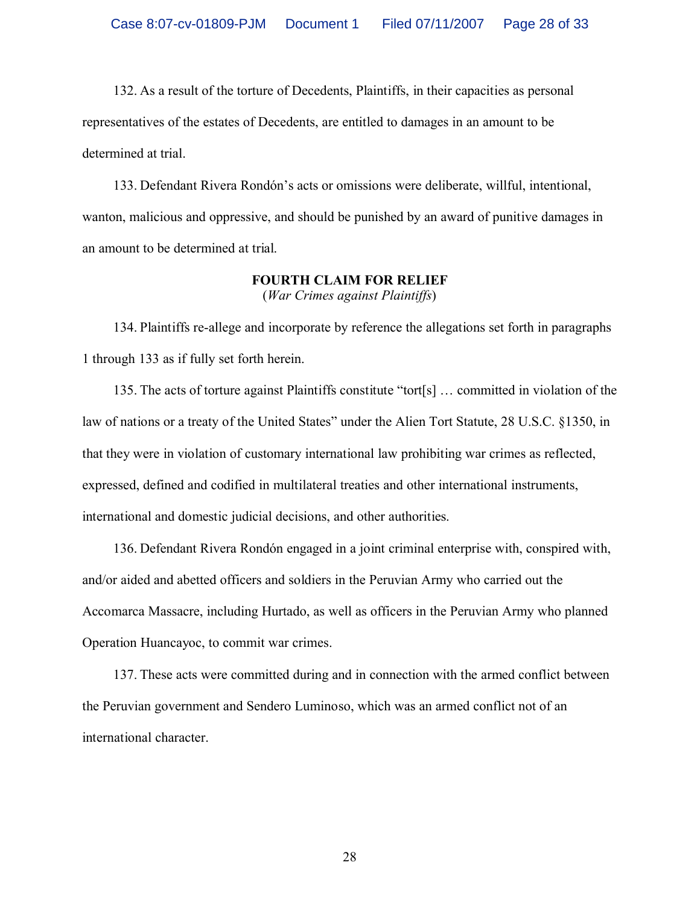132. As a result of the torture of Decedents, Plaintiffs, in their capacities as personal representatives of the estates of Decedents, are entitled to damages in an amount to be determined at trial.

133. Defendant Rivera Rondón's acts or omissions were deliberate, willful, intentional, wanton, malicious and oppressive, and should be punished by an award of punitive damages in an amount to be determined at trial.

**FOURTH CLAIM FOR RELIEF**
(*War Crimes against Plaintiffs*)

134. Plaintiffs re-allege and incorporate by reference the allegations set forth in paragraphs 1 through 133 as if fully set forth herein.

135. The acts of torture against Plaintiffs constitute "tort[s] … committed in violation of the law of nations or a treaty of the United States" under the Alien Tort Statute, 28 U.S.C. §1350, in that they were in violation of customary international law prohibiting war crimes as reflected, expressed, defined and codified in multilateral treaties and other international instruments, international and domestic judicial decisions, and other authorities.

136. Defendant Rivera Rondón engaged in a joint criminal enterprise with, conspired with, and/or aided and abetted officers and soldiers in the Peruvian Army who carried out the Accomarca Massacre, including Hurtado, as well as officers in the Peruvian Army who planned Operation Huancayoc, to commit war crimes.

137. These acts were committed during and in connection with the armed conflict between the Peruvian government and Sendero Luminoso, which was an armed conflict not of an international character.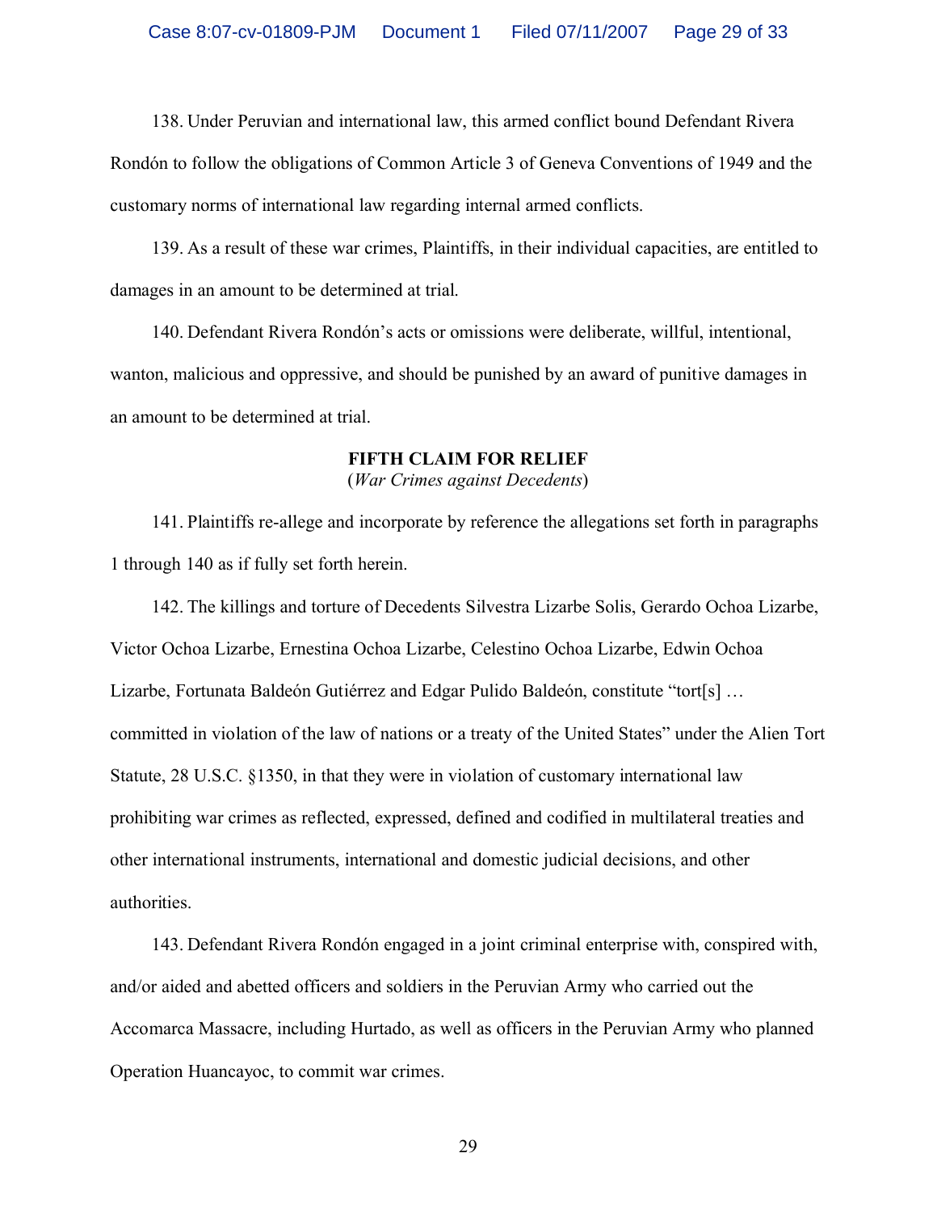138. Under Peruvian and international law, this armed conflict bound Defendant Rivera Rondón to follow the obligations of Common Article 3 of Geneva Conventions of 1949 and the customary norms of international law regarding internal armed conflicts.

139. As a result of these war crimes, Plaintiffs, in their individual capacities, are entitled to damages in an amount to be determined at trial.

140. Defendant Rivera Rondón's acts or omissions were deliberate, willful, intentional, wanton, malicious and oppressive, and should be punished by an award of punitive damages in an amount to be determined at trial.

**FIFTH CLAIM FOR RELIEF**
(*War Crimes against Decedents*)

141. Plaintiffs re-allege and incorporate by reference the allegations set forth in paragraphs 1 through 140 as if fully set forth herein.

142. The killings and torture of Decedents Silvestra Lizarbe Solis, Gerardo Ochoa Lizarbe, Victor Ochoa Lizarbe, Ernestina Ochoa Lizarbe, Celestino Ochoa Lizarbe, Edwin Ochoa Lizarbe, Fortunata Baldeón Gutiérrez and Edgar Pulido Baldeón, constitute "tort[s] … committed in violation of the law of nations or a treaty of the United States" under the Alien Tort Statute, 28 U.S.C. §1350, in that they were in violation of customary international law prohibiting war crimes as reflected, expressed, defined and codified in multilateral treaties and other international instruments, international and domestic judicial decisions, and other authorities.

143. Defendant Rivera Rondón engaged in a joint criminal enterprise with, conspired with, and/or aided and abetted officers and soldiers in the Peruvian Army who carried out the Accomarca Massacre, including Hurtado, as well as officers in the Peruvian Army who planned Operation Huancayoc, to commit war crimes.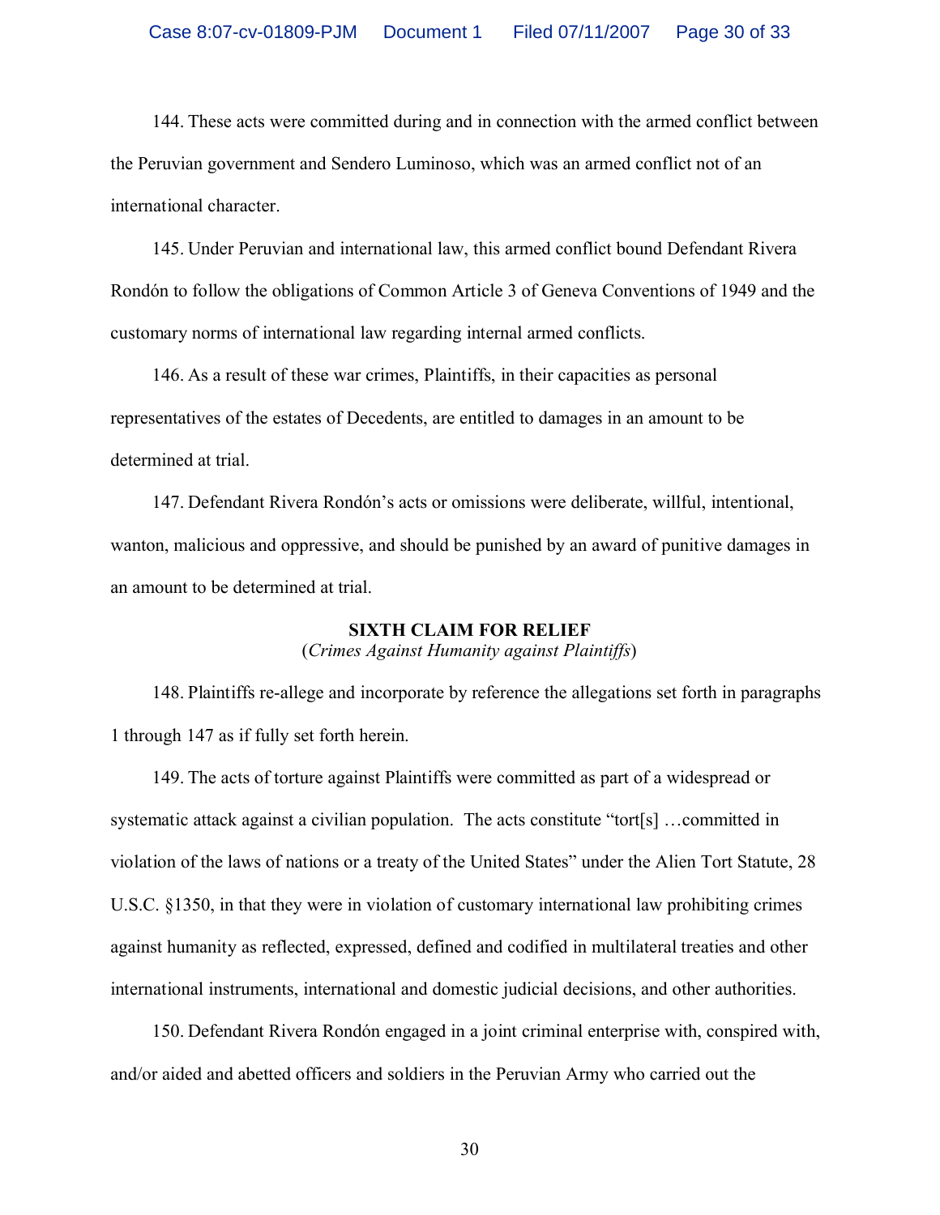144. These acts were committed during and in connection with the armed conflict between the Peruvian government and Sendero Luminoso, which was an armed conflict not of an international character.

145. Under Peruvian and international law, this armed conflict bound Defendant Rivera Rondón to follow the obligations of Common Article 3 of Geneva Conventions of 1949 and the customary norms of international law regarding internal armed conflicts.

146. As a result of these war crimes, Plaintiffs, in their capacities as personal representatives of the estates of Decedents, are entitled to damages in an amount to be determined at trial.

147. Defendant Rivera Rondón's acts or omissions were deliberate, willful, intentional, wanton, malicious and oppressive, and should be punished by an award of punitive damages in an amount to be determined at trial.

**SIXTH CLAIM FOR RELIEF**
(*Crimes Against Humanity against Plaintiffs*)

148. Plaintiffs re-allege and incorporate by reference the allegations set forth in paragraphs 1 through 147 as if fully set forth herein.

149. The acts of torture against Plaintiffs were committed as part of a widespread or systematic attack against a civilian population. The acts constitute "tort[s] …committed in violation of the laws of nations or a treaty of the United States" under the Alien Tort Statute, 28 U.S.C. §1350, in that they were in violation of customary international law prohibiting crimes against humanity as reflected, expressed, defined and codified in multilateral treaties and other international instruments, international and domestic judicial decisions, and other authorities.

150. Defendant Rivera Rondón engaged in a joint criminal enterprise with, conspired with, and/or aided and abetted officers and soldiers in the Peruvian Army who carried out the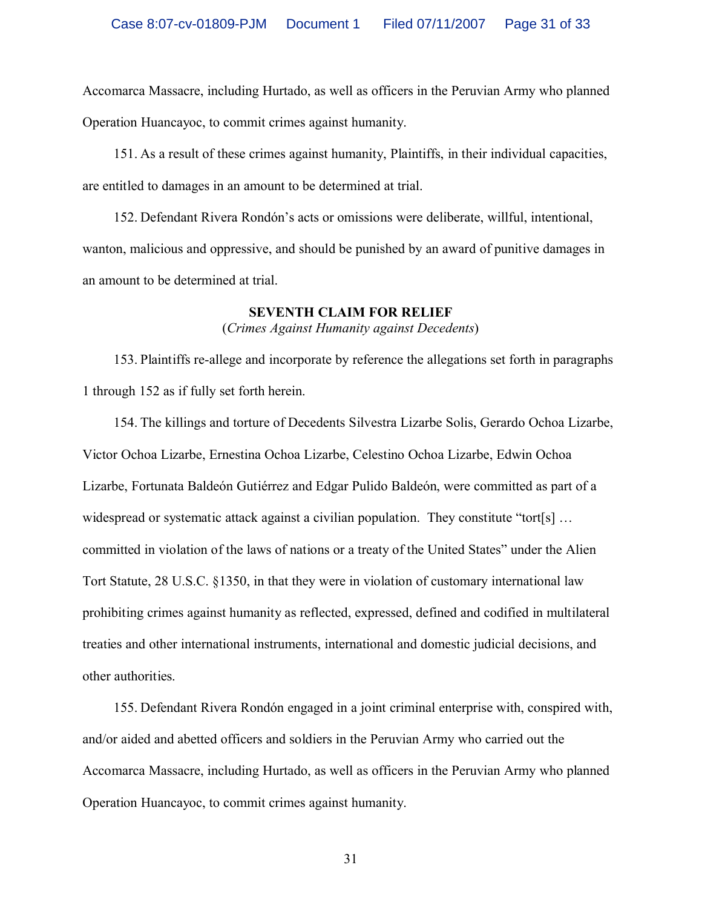Accomarca Massacre, including Hurtado, as well as officers in the Peruvian Army who planned Operation Huancayoc, to commit crimes against humanity.

151. As a result of these crimes against humanity, Plaintiffs, in their individual capacities, are entitled to damages in an amount to be determined at trial.

152. Defendant Rivera Rondón's acts or omissions were deliberate, willful, intentional, wanton, malicious and oppressive, and should be punished by an award of punitive damages in an amount to be determined at trial.

**SEVENTH CLAIM FOR RELIEF**
(*Crimes Against Humanity against Decedents*)

153. Plaintiffs re-allege and incorporate by reference the allegations set forth in paragraphs 1 through 152 as if fully set forth herein.

154. The killings and torture of Decedents Silvestra Lizarbe Solis, Gerardo Ochoa Lizarbe, Victor Ochoa Lizarbe, Ernestina Ochoa Lizarbe, Celestino Ochoa Lizarbe, Edwin Ochoa Lizarbe, Fortunata Baldeón Gutiérrez and Edgar Pulido Baldeón, were committed as part of a widespread or systematic attack against a civilian population. They constitute "tort[s] … committed in violation of the laws of nations or a treaty of the United States" under the Alien Tort Statute, 28 U.S.C. §1350, in that they were in violation of customary international law prohibiting crimes against humanity as reflected, expressed, defined and codified in multilateral treaties and other international instruments, international and domestic judicial decisions, and other authorities.

155. Defendant Rivera Rondón engaged in a joint criminal enterprise with, conspired with, and/or aided and abetted officers and soldiers in the Peruvian Army who carried out the Accomarca Massacre, including Hurtado, as well as officers in the Peruvian Army who planned Operation Huancayoc, to commit crimes against humanity.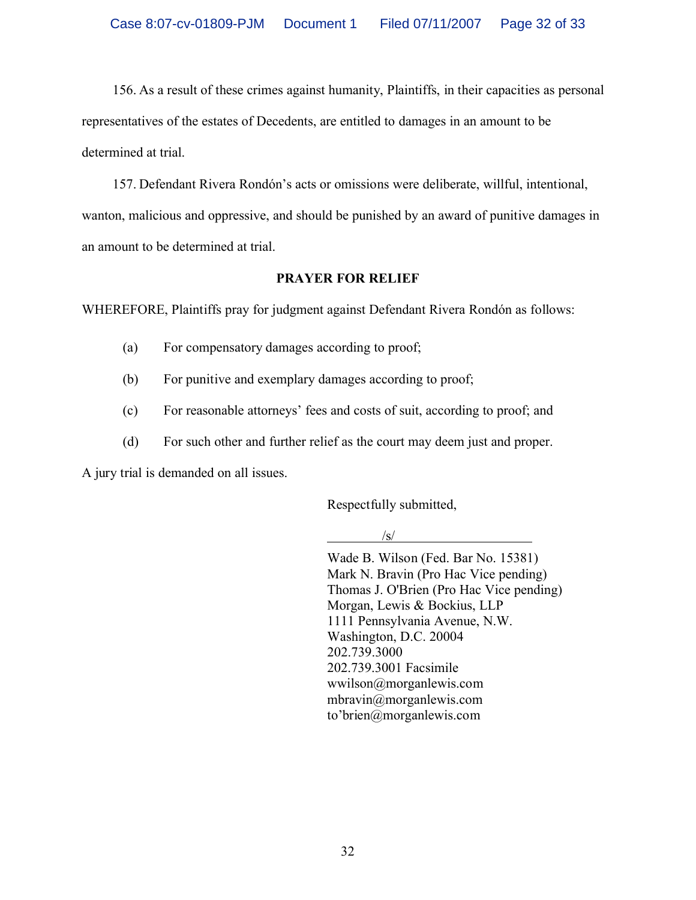156. As a result of these crimes against humanity, Plaintiffs, in their capacities as personal representatives of the estates of Decedents, are entitled to damages in an amount to be determined at trial.

157. Defendant Rivera Rondón's acts or omissions were deliberate, willful, intentional, wanton, malicious and oppressive, and should be punished by an award of punitive damages in an amount to be determined at trial.

**PRAYER FOR RELIEF**

WHEREFORE, Plaintiffs pray for judgment against Defendant Rivera Rondón as follows:

(a) For compensatory damages according to proof;

(b) For punitive and exemplary damages according to proof;

(c) For reasonable attorneys' fees and costs of suit, according to proof; and

(d) For such other and further relief as the court may deem just and proper.

A jury trial is demanded on all issues.

Respectfully submitted,

/s/

Wade B. Wilson (Fed. Bar No. 15381)
Mark N. Bravin (Pro Hac Vice pending)
Thomas J. O'Brien (Pro Hac Vice pending)
Morgan, Lewis & Bockius, LLP
1111 Pennsylvania Avenue, N.W.
Washington, D.C. 20004
202.739.3000
202.739.3001 Facsimile
wwilson@morganlewis.com
mbravin@morganlewis.com
to'brien@morganlewis.com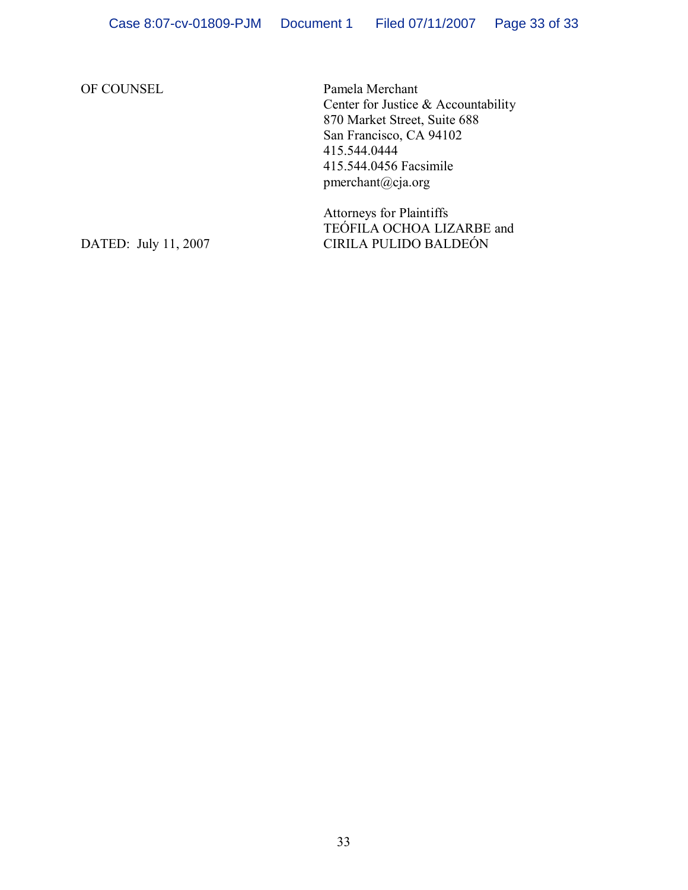OF COUNSEL

Pamela Merchant
Center for Justice & Accountability
870 Market Street, Suite 688
San Francisco, CA 94102
415.544.0444
415.544.0456 Facsimile
pmerchant@cja.org

Attorneys for Plaintiffs
TEÓFILA OCHOA LIZARBE and
CIRILA PULIDO BALDEÓN

DATED: July 11, 2007